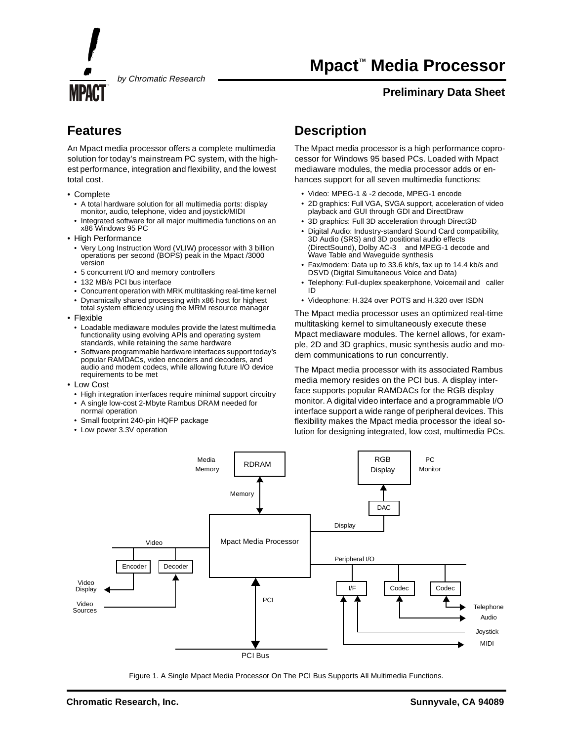# Mpact™ Media Processor

by Chromatic Research

**Preliminary Data Sheet**

## Features

An Mpact media processor offers a complete multimedia solution for today's mainstream PC system, with the highest performance, integration and flexibility, and the lowest total cost.

- Complete
  - A total hardware solution for all multimedia ports: display monitor, audio, telephone, video and joystick/MIDI
  - Integrated software for all major multimedia functions on an x86 Windows 95 PC
- High Performance
  - Very Long Instruction Word (VLIW) processor with 3 billion operations per second (BOPS) peak in the Mpact /3000 version
  - 5 concurrent I/O and memory controllers
  - 132 MB/s PCI bus interface
  - Concurrent operation with MRK multitasking real-time kernel
  - Dynamically shared processing with x86 host for highest total system efficiency using the MRM resource manager
- Flexible
  - Loadable mediaware modules provide the latest multimedia functionality using evolving APIs and operating system standards, while retaining the same hardware
  - Software programmable hardware interfaces support today's popular RAMDACs, video encoders and decoders, and audio and modem codecs, while allowing future I/O device requirements to be met
- Low Cost
  - High integration interfaces require minimal support circuitry
  - A single low-cost 2-Mbyte Rambus DRAM needed for normal operation
  - Small footprint 240-pin HQFP package
  - Low power 3.3V operation

## Description

The Mpact media processor is a high performance coprocessor for Windows 95 based PCs. Loaded with Mpact mediaware modules, the media processor adds or enhances support for all seven multimedia functions:

- Video: MPEG-1 & -2 decode, MPEG-1 encode
- 2D graphics: Full VGA, SVGA support, acceleration of video playback and GUI through GDI and DirectDraw
- 3D graphics: Full 3D acceleration through Direct3D
- Digital Audio: Industry-standard Sound Card compatibility, 3D Audio (SRS) and 3D positional audio effects (DirectSound), Dolby AC-3 and MPEG-1 decode and Wave Table and Waveguide synthesis
- Fax/modem: Data up to 33.6 kb/s, fax up to 14.4 kb/s and DSVD (Digital Simultaneous Voice and Data)
- Telephony: Full-duplex speakerphone, Voicemail and caller ID
- Videophone: H.324 over POTS and H.320 over ISDN

The Mpact media processor uses an optimized real-time multitasking kernel to simultaneously execute these Mpact mediaware modules. The kernel allows, for example, 2D and 3D graphics, music synthesis audio and modem communications to run concurrently.

The Mpact media processor with its associated Rambus media memory resides on the PCI bus. A display interface supports popular RAMDACs for the RGB display monitor. A digital video interface and a programmable I/O interface support a wide range of peripheral devices. This flexibility makes the Mpact media processor the ideal solution for designing integrated, low cost, multimedia PCs.

Figure 1. A Single Mpact Media Processor On The PCI Bus Supports All Multimedia Functions.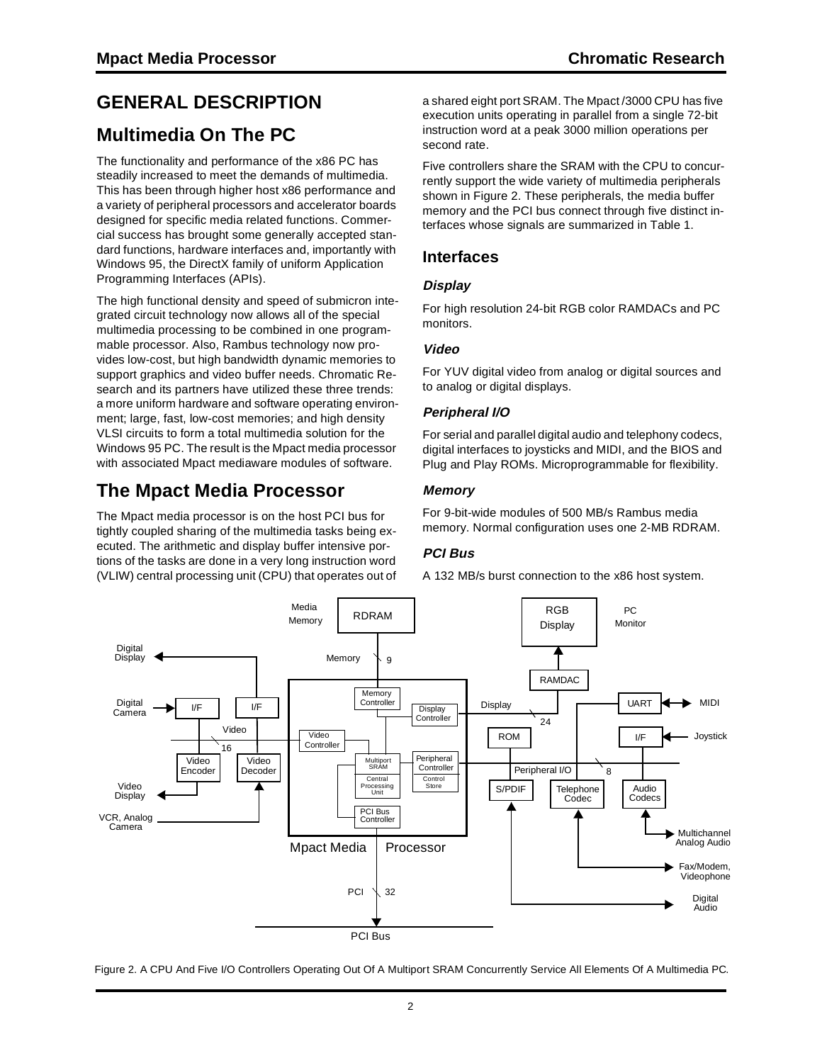# GENERAL DESCRIPTION

## Multimedia On The PC

The functionality and performance of the x86 PC has steadily increased to meet the demands of multimedia. This has been through higher host x86 performance and a variety of peripheral processors and accelerator boards designed for specific media related functions. Commercial success has brought some generally accepted standard functions, hardware interfaces and, importantly with Windows 95, the DirectX family of uniform Application Programming Interfaces (APIs).

The high functional density and speed of submicron integrated circuit technology now allows all of the special multimedia processing to be combined in one programmable processor. Also, Rambus technology now provides low-cost, but high bandwidth dynamic memories to support graphics and video buffer needs. Chromatic Research and its partners have utilized these three trends: a more uniform hardware and software operating environment; large, fast, low-cost memories; and high density VLSI circuits to form a total multimedia solution for the Windows 95 PC. The result is the Mpact media processor with associated Mpact mediaware modules of software.

## The Mpact Media Processor

The Mpact media processor is on the host PCI bus for tightly coupled sharing of the multimedia tasks being executed. The arithmetic and display buffer intensive portions of the tasks are done in a very long instruction word (VLIW) central processing unit (CPU) that operates out of a shared eight port SRAM. The Mpact /3000 CPU has five execution units operating in parallel from a single 72-bit instruction word at a peak 3000 million operations per second rate.

Five controllers share the SRAM with the CPU to concurrently support the wide variety of multimedia peripherals shown in Figure 2. These peripherals, the media buffer memory and the PCI bus connect through five distinct interfaces whose signals are summarized in Table 1.

### Interfaces

#### *Display*

For high resolution 24-bit RGB color RAMDACs and PC monitors.

#### *Video*

For YUV digital video from analog or digital sources and to analog or digital displays.

#### *Peripheral I/O*

For serial and parallel digital audio and telephony codecs, digital interfaces to joysticks and MIDI, and the BIOS and Plug and Play ROMs. Microprogrammable for flexibility.

#### *Memory*

For 9-bit-wide modules of 500 MB/s Rambus media memory. Normal configuration uses one 2-MB RDRAM.

#### *PCI Bus*

A 132 MB/s burst connection to the x86 host system.

Figure 2. A CPU And Five I/O Controllers Operating Out Of A Multiport SRAM Concurrently Service All Elements Of A Multimedia PC.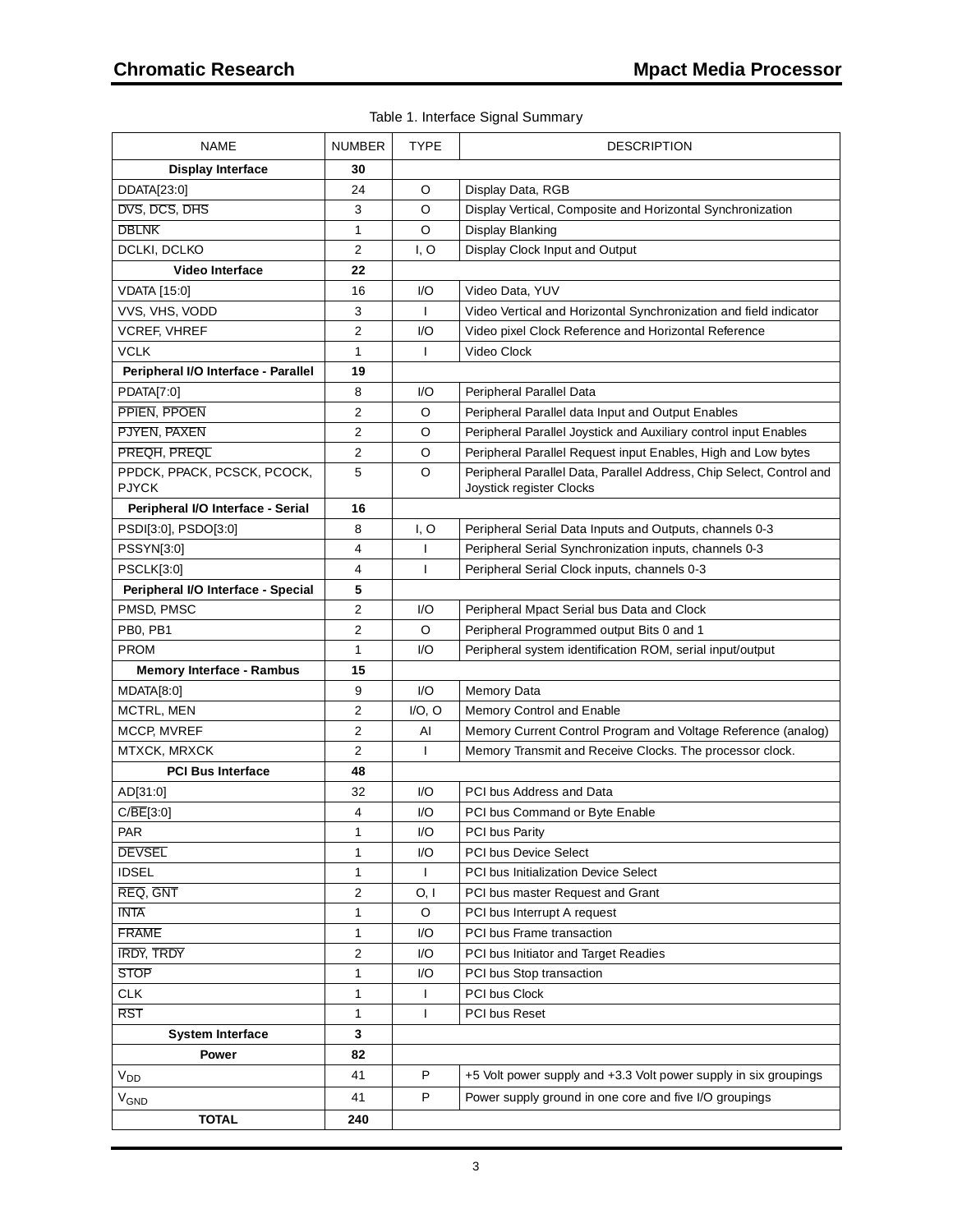Table 1. Interface Signal Summary

| NAME | NUMBER | TYPE | DESCRIPTION |
|---|---|---|---|
| **Display Interface** | **30** | | |
| DDATA[23:0] | 24 | O | Display Data, RGB |
| $\overline{\text{DVS}}$, $\overline{\text{DCS}}$, $\overline{\text{DHS}}$ | 3 | O | Display Vertical, Composite and Horizontal Synchronization |
| $\overline{\text{DBLNK}}$ | 1 | O | Display Blanking |
| DCLKI, DCLKO | 2 | I, O | Display Clock Input and Output |
| **Video Interface** | **22** | | |
| VDATA [15:0] | 16 | I/O | Video Data, YUV |
| VVS, VHS, VODD | 3 | I | Video Vertical and Horizontal Synchronization and field indicator |
| VCREF, VHREF | 2 | I/O | Video pixel Clock Reference and Horizontal Reference |
| VCLK | 1 | I | Video Clock |
| **Peripheral I/O Interface - Parallel** | **19** | | |
| PDATA[7:0] | 8 | I/O | Peripheral Parallel Data |
| $\overline{\text{PPIEN}}$, $\overline{\text{PPOEN}}$ | 2 | O | Peripheral Parallel data Input and Output Enables |
| $\overline{\text{PJYEN}}$, $\overline{\text{PAXEN}}$ | 2 | O | Peripheral Parallel Joystick and Auxiliary control input Enables |
| $\overline{\text{PREQH}}$, $\overline{\text{PREQL}}$ | 2 | O | Peripheral Parallel Request input Enables, High and Low bytes |
| PPDCK, PPACK, PCSCK, PCOCK, PJYCK | 5 | O | Peripheral Parallel Data, Parallel Address, Chip Select, Control and Joystick register Clocks |
| **Peripheral I/O Interface - Serial** | **16** | | |
| PSDI[3:0], PSDO[3:0] | 8 | I, O | Peripheral Serial Data Inputs and Outputs, channels 0-3 |
| PSSYN[3:0] | 4 | I | Peripheral Serial Synchronization inputs, channels 0-3 |
| PSCLK[3:0] | 4 | I | Peripheral Serial Clock inputs, channels 0-3 |
| **Peripheral I/O Interface - Special** | **5** | | |
| PMSD, PMSC | 2 | I/O | Peripheral Mpact Serial bus Data and Clock |
| PB0, PB1 | 2 | O | Peripheral Programmed output Bits 0 and 1 |
| PROM | 1 | I/O | Peripheral system identification ROM, serial input/output |
| **Memory Interface - Rambus** | **15** | | |
| MDATA[8:0] | 9 | I/O | Memory Data |
| MCTRL, MEN | 2 | I/O, O | Memory Control and Enable |
| MCCP, MVREF | 2 | AI | Memory Current Control Program and Voltage Reference (analog) |
| MTXCK, MRXCK | 2 | I | Memory Transmit and Receive Clocks. The processor clock. |
| **PCI Bus Interface** | **48** | | |
| AD[31:0] | 32 | I/O | PCI bus Address and Data |
| C/$\overline{\text{BE}}$[3:0] | 4 | I/O | PCI bus Command or Byte Enable |
| PAR | 1 | I/O | PCI bus Parity |
| $\overline{\text{DEVSEL}}$ | 1 | I/O | PCI bus Device Select |
| IDSEL | 1 | I | PCI bus Initialization Device Select |
| $\overline{\text{REQ}}$, $\overline{\text{GNT}}$ | 2 | O, I | PCI bus master Request and Grant |
| $\overline{\text{INTA}}$ | 1 | O | PCI bus Interrupt A request |
| $\overline{\text{FRAME}}$ | 1 | I/O | PCI bus Frame transaction |
| $\overline{\text{IRDY}}$, $\overline{\text{TRDY}}$ | 2 | I/O | PCI bus Initiator and Target Readies |
| $\overline{\text{STOP}}$ | 1 | I/O | PCI bus Stop transaction |
| CLK | 1 | I | PCI bus Clock |
| $\overline{\text{RST}}$ | 1 | I | PCI bus Reset |
| **System Interface** | **3** | | |
| **Power** | **82** | | |
| $V_{DD}$ | 41 | P | +5 Volt power supply and +3.3 Volt power supply in six groupings |
| $V_{GND}$ | 41 | P | Power supply ground in one core and five I/O groupings |
| **TOTAL** | **240** | | |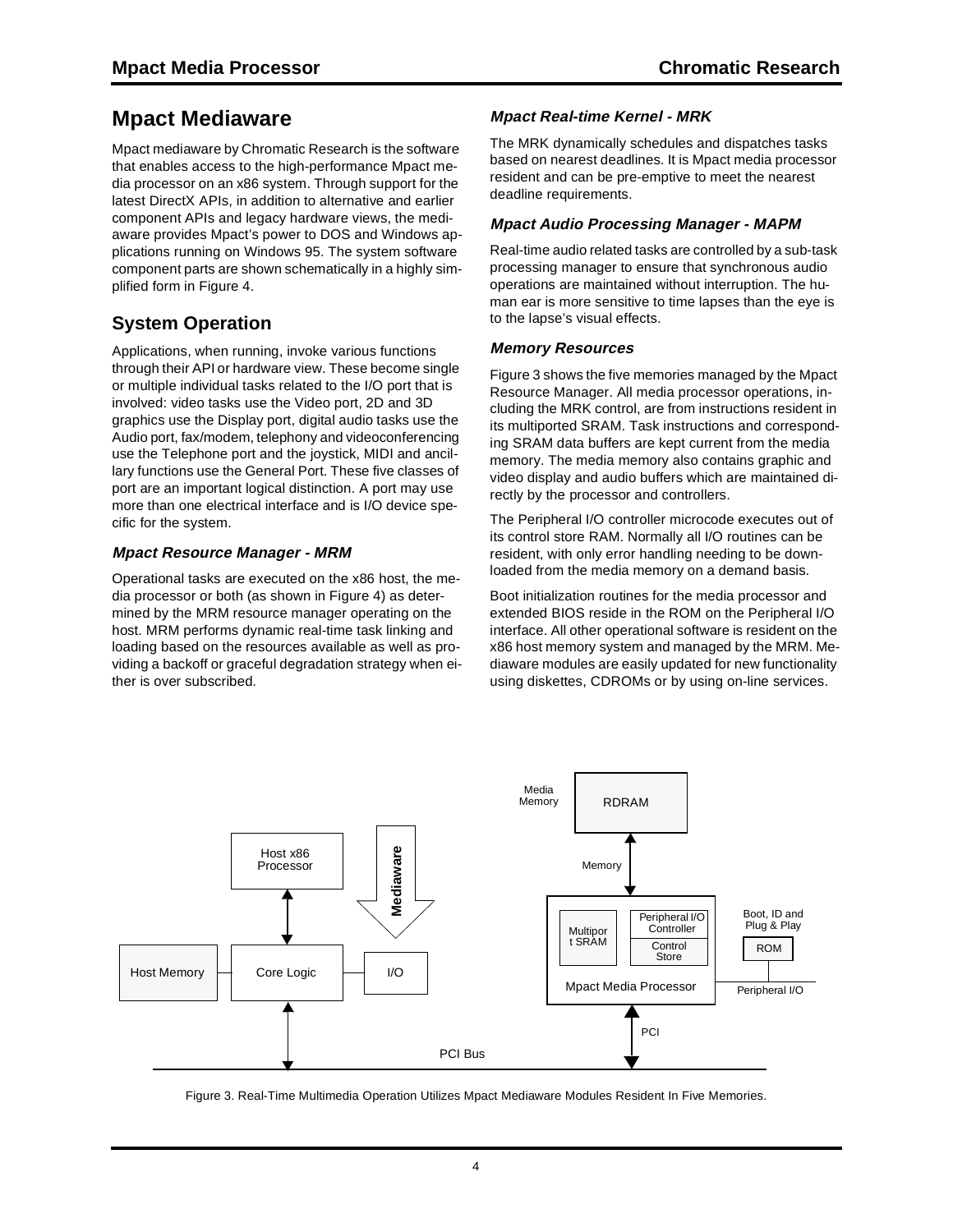## Mpact Mediaware

Mpact mediaware by Chromatic Research is the software that enables access to the high-performance Mpact media processor on an x86 system. Through support for the latest DirectX APIs, in addition to alternative and earlier component APIs and legacy hardware views, the mediaware provides Mpact's power to DOS and Windows applications running on Windows 95. The system software component parts are shown schematically in a highly simplified form in Figure 4.

## System Operation

Applications, when running, invoke various functions through their API or hardware view. These become single or multiple individual tasks related to the I/O port that is involved: video tasks use the Video port, 2D and 3D graphics use the Display port, digital audio tasks use the Audio port, fax/modem, telephony and videoconferencing use the Telephone port and the joystick, MIDI and ancillary functions use the General Port. These five classes of port are an important logical distinction. A port may use more than one electrical interface and is I/O device specific for the system.

### *Mpact Resource Manager - MRM*

Operational tasks are executed on the x86 host, the media processor or both (as shown in Figure 4) as determined by the MRM resource manager operating on the host. MRM performs dynamic real-time task linking and loading based on the resources available as well as providing a backoff or graceful degradation strategy when either is over subscribed.

### *Mpact Real-time Kernel - MRK*

The MRK dynamically schedules and dispatches tasks based on nearest deadlines. It is Mpact media processor resident and can be pre-emptive to meet the nearest deadline requirements.

### *Mpact Audio Processing Manager - MAPM*

Real-time audio related tasks are controlled by a sub-task processing manager to ensure that synchronous audio operations are maintained without interruption. The human ear is more sensitive to time lapses than the eye is to the lapse's visual effects.

### *Memory Resources*

Figure 3 shows the five memories managed by the Mpact Resource Manager. All media processor operations, including the MRK control, are from instructions resident in its multiported SRAM. Task instructions and corresponding SRAM data buffers are kept current from the media memory. The media memory also contains graphic and video display and audio buffers which are maintained directly by the processor and controllers.

The Peripheral I/O controller microcode executes out of its control store RAM. Normally all I/O routines can be resident, with only error handling needing to be downloaded from the media memory on a demand basis.

Boot initialization routines for the media processor and extended BIOS reside in the ROM on the Peripheral I/O interface. All other operational software is resident on the x86 host memory system and managed by the MRM. Mediaware modules are easily updated for new functionality using diskettes, CDROMs or by using on-line services.

Figure 3. Real-Time Multimedia Operation Utilizes Mpact Mediaware Modules Resident In Five Memories.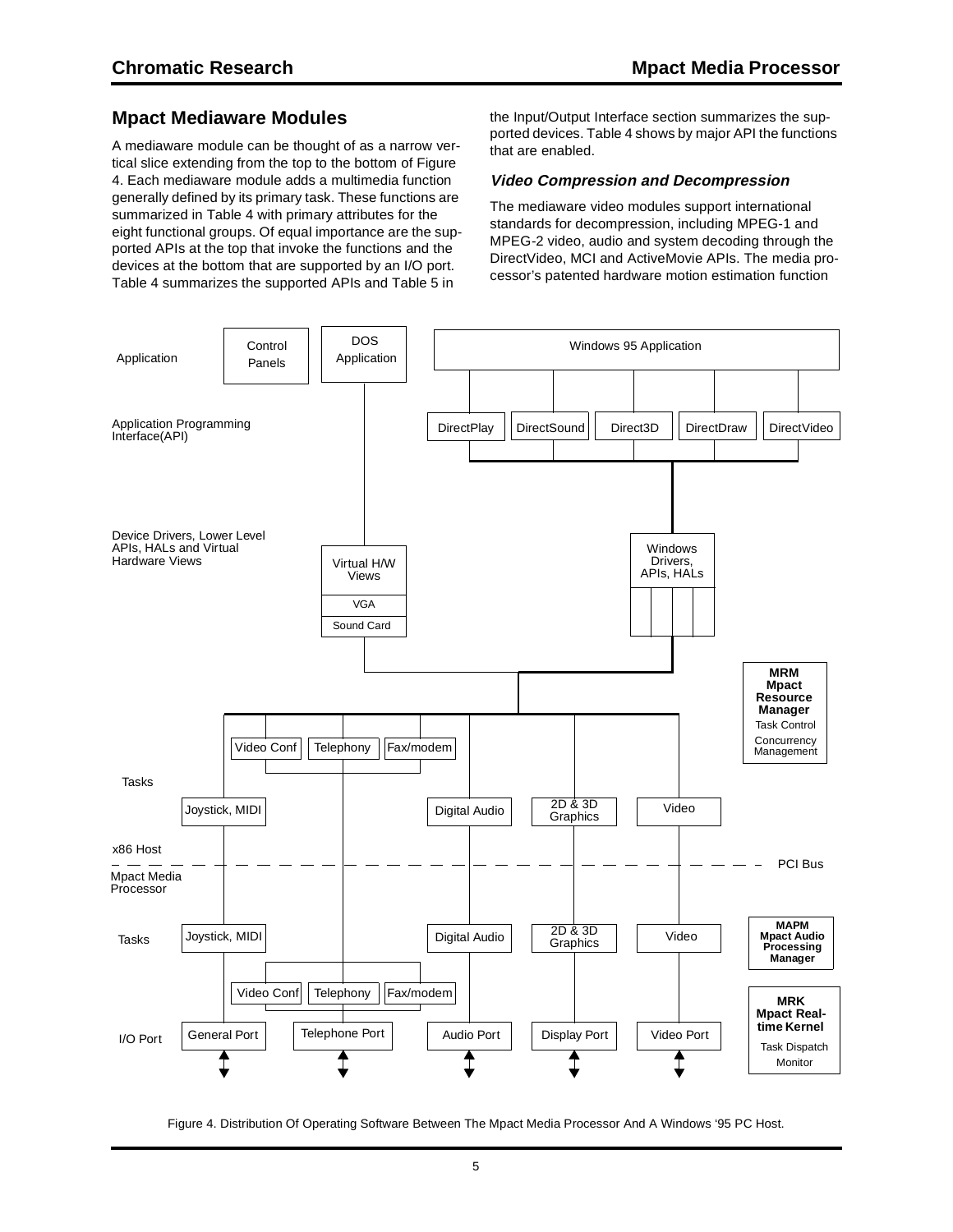## Mpact Mediaware Modules

A mediaware module can be thought of as a narrow vertical slice extending from the top to the bottom of Figure 4. Each mediaware module adds a multimedia function generally defined by its primary task. These functions are summarized in Table 4 with primary attributes for the eight functional groups. Of equal importance are the supported APIs at the top that invoke the functions and the devices at the bottom that are supported by an I/O port. Table 4 summarizes the supported APIs and Table 5 in the Input/Output Interface section summarizes the supported devices. Table 4 shows by major API the functions that are enabled.

### *Video Compression and Decompression*

The mediaware video modules support international standards for decompression, including MPEG-1 and MPEG-2 video, audio and system decoding through the DirectVideo, MCI and ActiveMovie APIs. The media processor's patented hardware motion estimation function

Figure 4. Distribution Of Operating Software Between The Mpact Media Processor And A Windows '95 PC Host.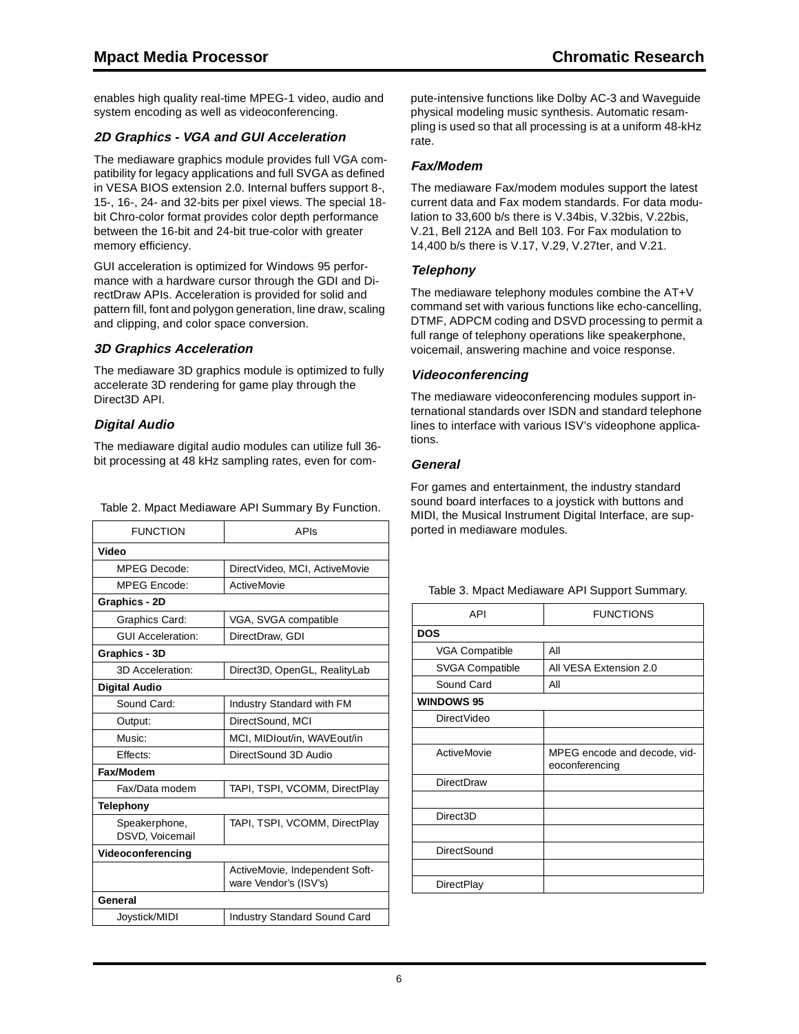enables high quality real-time MPEG-1 video, audio and system encoding as well as videoconferencing.

### 2D Graphics - VGA and GUI Acceleration

The mediaware graphics module provides full VGA compatibility for legacy applications and full SVGA as defined in VESA BIOS extension 2.0. Internal buffers support 8-, 15-, 16-, 24- and 32-bits per pixel views. The special 18-bit Chro-color format provides color depth performance between the 16-bit and 24-bit true-color with greater memory efficiency.

GUI acceleration is optimized for Windows 95 performance with a hardware cursor through the GDI and DirectDraw APIs. Acceleration is provided for solid and pattern fill, font and polygon generation, line draw, scaling and clipping, and color space conversion.

### 3D Graphics Acceleration

The mediaware 3D graphics module is optimized to fully accelerate 3D rendering for game play through the Direct3D API.

### Digital Audio

The mediaware digital audio modules can utilize full 36-bit processing at 48 kHz sampling rates, even for compute-intensive functions like Dolby AC-3 and Waveguide physical modeling music synthesis. Automatic resampling is used so that all processing is at a uniform 48-kHz rate.

Table 2. Mpact Mediaware API Summary By Function.

| FUNCTION | APIs |
|---|---|
| **Video** | |
| MPEG Decode: | DirectVideo, MCI, ActiveMovie |
| MPEG Encode: | ActiveMovie |
| **Graphics - 2D** | |
| Graphics Card: | VGA, SVGA compatible |
| GUI Acceleration: | DirectDraw, GDI |
| **Graphics - 3D** | |
| 3D Acceleration: | Direct3D, OpenGL, RealityLab |
| **Digital Audio** | |
| Sound Card: | Industry Standard with FM |
| Output: | DirectSound, MCI |
| Music: | MCI, MIDIout/in, WAVEout/in |
| Effects: | DirectSound 3D Audio |
| **Fax/Modem** | |
| Fax/Data modem | TAPI, TSPI, VCOMM, DirectPlay |
| **Telephony** | |
| Speakerphone, DSVD, Voicemail | TAPI, TSPI, VCOMM, DirectPlay |
| **Videoconferencing** | |
| | ActiveMovie, Independent Software Vendor's (ISV's) |
| **General** | |
| Joystick/MIDI | Industry Standard Sound Card |

### Fax/Modem

The mediaware Fax/modem modules support the latest current data and Fax modem standards. For data modulation to 33,600 b/s there is V.34bis, V.32bis, V.22bis, V.21, Bell 212A and Bell 103. For Fax modulation to 14,400 b/s there is V.17, V.29, V.27ter, and V.21.

### Telephony

The mediaware telephony modules combine the AT+V command set with various functions like echo-cancelling, DTMF, ADPCM coding and DSVD processing to permit a full range of telephony operations like speakerphone, voicemail, answering machine and voice response.

### Videoconferencing

The mediaware videoconferencing modules support international standards over ISDN and standard telephone lines to interface with various ISV's videophone applications.

### General

For games and entertainment, the industry standard sound board interfaces to a joystick with buttons and MIDI, the Musical Instrument Digital Interface, are supported in mediaware modules.

Table 3. Mpact Mediaware API Support Summary.

| API | FUNCTIONS |
|---|---|
| **DOS** | |
| VGA Compatible | All |
| SVGA Compatible | All VESA Extension 2.0 |
| Sound Card | All |
| **WINDOWS 95** | |
| DirectVideo | |
| | |
| ActiveMovie | MPEG encode and decode, videoconferencing |
| DirectDraw | |
| | |
| Direct3D | |
| | |
| DirectSound | |
| | |
| DirectPlay | |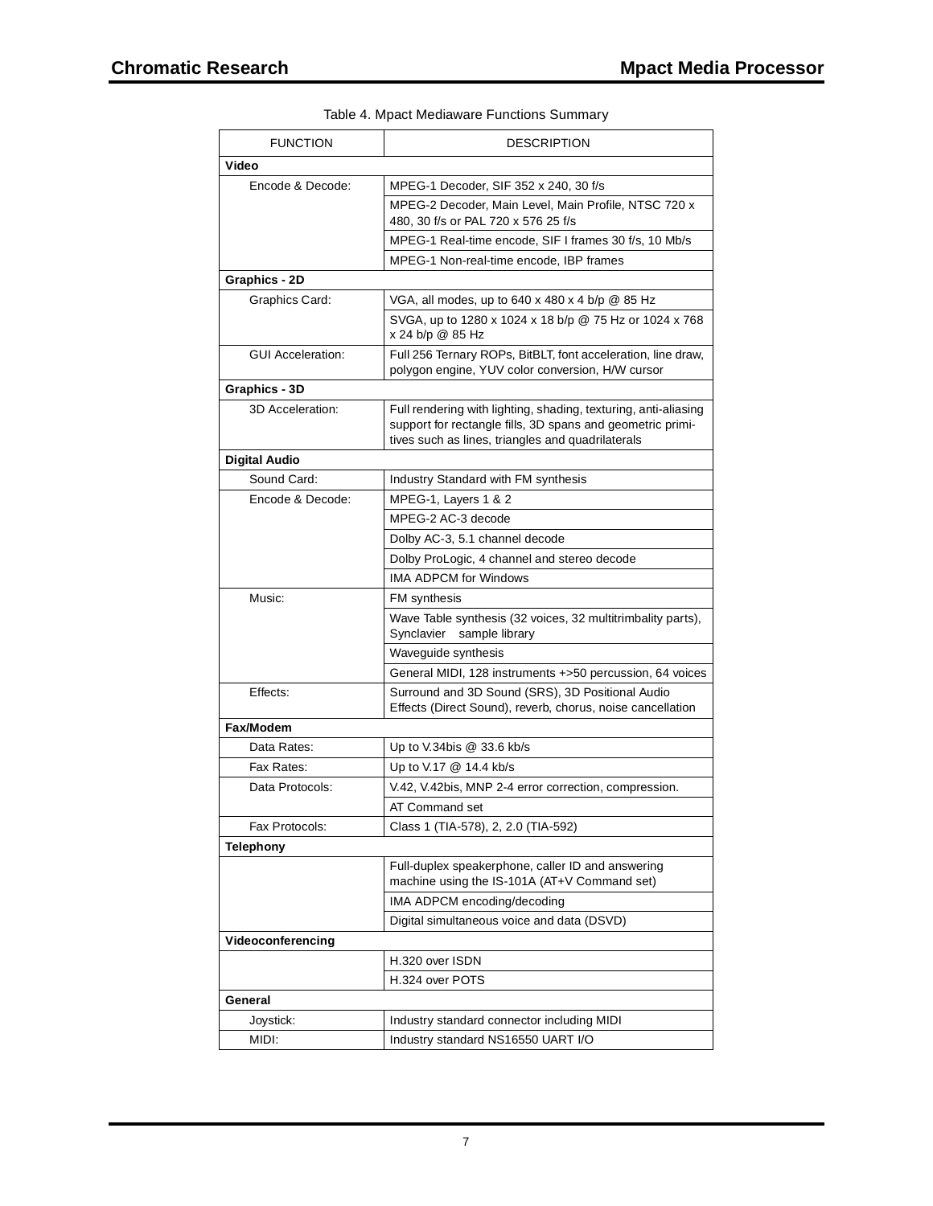Table 4. Mpact Mediaware Functions Summary

| FUNCTION | DESCRIPTION |
|---|---|
| **Video** | |
| Encode & Decode: | MPEG-1 Decoder, SIF 352 x 240, 30 f/s |
| | MPEG-2 Decoder, Main Level, Main Profile, NTSC 720 x 480, 30 f/s or PAL 720 x 576 25 f/s |
| | MPEG-1 Real-time encode, SIF I frames 30 f/s, 10 Mb/s |
| | MPEG-1 Non-real-time encode, IBP frames |
| **Graphics - 2D** | |
| Graphics Card: | VGA, all modes, up to 640 x 480 x 4 b/p @ 85 Hz |
| | SVGA, up to 1280 x 1024 x 18 b/p @ 75 Hz or 1024 x 768 x 24 b/p @ 85 Hz |
| GUI Acceleration: | Full 256 Ternary ROPs, BitBLT, font acceleration, line draw, polygon engine, YUV color conversion, H/W cursor |
| **Graphics - 3D** | |
| 3D Acceleration: | Full rendering with lighting, shading, texturing, anti-aliasing support for rectangle fills, 3D spans and geometric primitives such as lines, triangles and quadrilaterals |
| **Digital Audio** | |
| Sound Card: | Industry Standard with FM synthesis |
| Encode & Decode: | MPEG-1, Layers 1 & 2 |
| | MPEG-2 AC-3 decode |
| | Dolby AC-3, 5.1 channel decode |
| | Dolby ProLogic, 4 channel and stereo decode |
| | IMA ADPCM for Windows |
| Music: | FM synthesis |
| | Wave Table synthesis (32 voices, 32 multitrimbality parts), Synclavier sample library |
| | Waveguide synthesis |
| | General MIDI, 128 instruments +>50 percussion, 64 voices |
| Effects: | Surround and 3D Sound (SRS), 3D Positional Audio Effects (Direct Sound), reverb, chorus, noise cancellation |
| **Fax/Modem** | |
| Data Rates: | Up to V.34bis @ 33.6 kb/s |
| Fax Rates: | Up to V.17 @ 14.4 kb/s |
| Data Protocols: | V.42, V.42bis, MNP 2-4 error correction, compression. |
| | AT Command set |
| Fax Protocols: | Class 1 (TIA-578), 2, 2.0 (TIA-592) |
| **Telephony** | |
| | Full-duplex speakerphone, caller ID and answering machine using the IS-101A (AT+V Command set) |
| | IMA ADPCM encoding/decoding |
| | Digital simultaneous voice and data (DSVD) |
| **Videoconferencing** | |
| | H.320 over ISDN |
| | H.324 over POTS |
| **General** | |
| Joystick: | Industry standard connector including MIDI |
| MIDI: | Industry standard NS16550 UART I/O |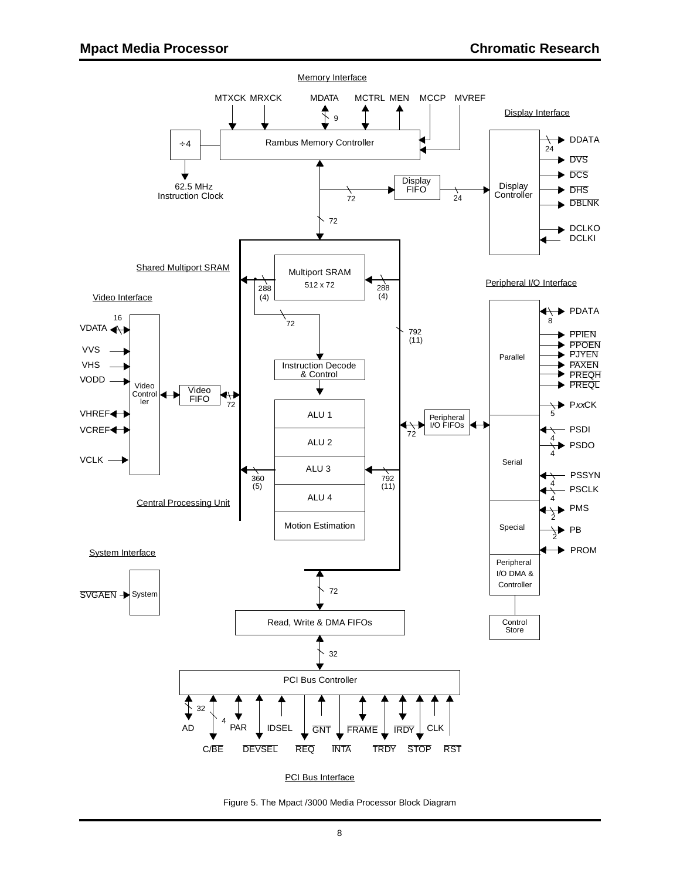Figure 5. The Mpact /3000 Media Processor Block Diagram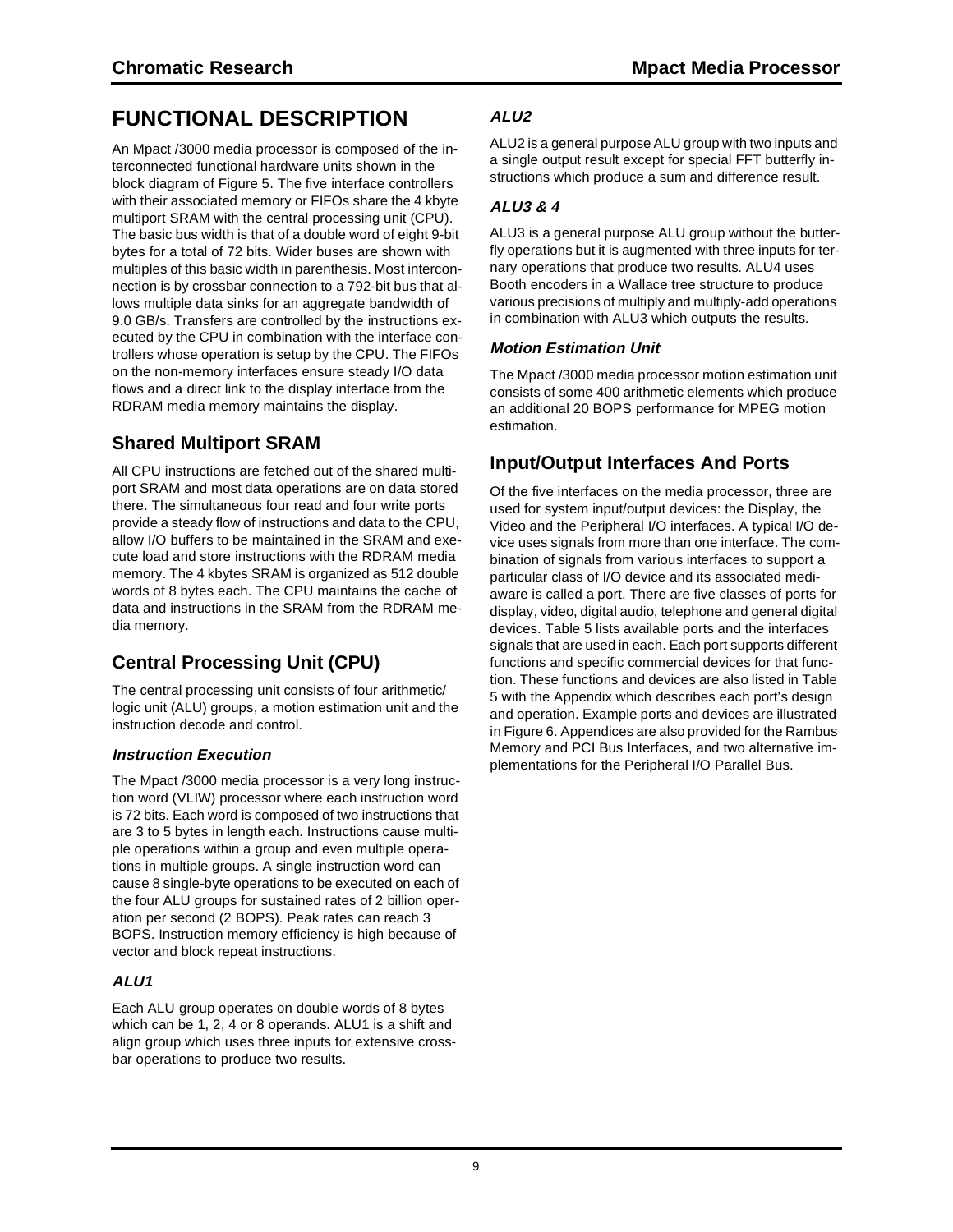# FUNCTIONAL DESCRIPTION

An Mpact /3000 media processor is composed of the interconnected functional hardware units shown in the block diagram of Figure 5. The five interface controllers with their associated memory or FIFOs share the 4 kbyte multiport SRAM with the central processing unit (CPU). The basic bus width is that of a double word of eight 9-bit bytes for a total of 72 bits. Wider buses are shown with multiples of this basic width in parenthesis. Most interconnection is by crossbar connection to a 792-bit bus that allows multiple data sinks for an aggregate bandwidth of 9.0 GB/s. Transfers are controlled by the instructions executed by the CPU in combination with the interface controllers whose operation is setup by the CPU. The FIFOs on the non-memory interfaces ensure steady I/O data flows and a direct link to the display interface from the RDRAM media memory maintains the display.

## Shared Multiport SRAM

All CPU instructions are fetched out of the shared multiport SRAM and most data operations are on data stored there. The simultaneous four read and four write ports provide a steady flow of instructions and data to the CPU, allow I/O buffers to be maintained in the SRAM and execute load and store instructions with the RDRAM media memory. The 4 kbytes SRAM is organized as 512 double words of 8 bytes each. The CPU maintains the cache of data and instructions in the SRAM from the RDRAM media memory.

## Central Processing Unit (CPU)

The central processing unit consists of four arithmetic/logic unit (ALU) groups, a motion estimation unit and the instruction decode and control.

### *Instruction Execution*

The Mpact /3000 media processor is a very long instruction word (VLIW) processor where each instruction word is 72 bits. Each word is composed of two instructions that are 3 to 5 bytes in length each. Instructions cause multiple operations within a group and even multiple operations in multiple groups. A single instruction word can cause 8 single-byte operations to be executed on each of the four ALU groups for sustained rates of 2 billion operation per second (2 BOPS). Peak rates can reach 3 BOPS. Instruction memory efficiency is high because of vector and block repeat instructions.

### *ALU1*

Each ALU group operates on double words of 8 bytes which can be 1, 2, 4 or 8 operands. ALU1 is a shift and align group which uses three inputs for extensive crossbar operations to produce two results.

### *ALU2*

ALU2 is a general purpose ALU group with two inputs and a single output result except for special FFT butterfly instructions which produce a sum and difference result.

### *ALU3 & 4*

ALU3 is a general purpose ALU group without the butterfly operations but it is augmented with three inputs for ternary operations that produce two results. ALU4 uses Booth encoders in a Wallace tree structure to produce various precisions of multiply and multiply-add operations in combination with ALU3 which outputs the results.

### *Motion Estimation Unit*

The Mpact /3000 media processor motion estimation unit consists of some 400 arithmetic elements which produce an additional 20 BOPS performance for MPEG motion estimation.

## Input/Output Interfaces And Ports

Of the five interfaces on the media processor, three are used for system input/output devices: the Display, the Video and the Peripheral I/O interfaces. A typical I/O device uses signals from more than one interface. The combination of signals from various interfaces to support a particular class of I/O device and its associated mediaware is called a port. There are five classes of ports for display, video, digital audio, telephone and general digital devices. Table 5 lists available ports and the interfaces signals that are used in each. Each port supports different functions and specific commercial devices for that function. These functions and devices are also listed in Table 5 with the Appendix which describes each port's design and operation. Example ports and devices are illustrated in Figure 6. Appendices are also provided for the Rambus Memory and PCI Bus Interfaces, and two alternative implementations for the Peripheral I/O Parallel Bus.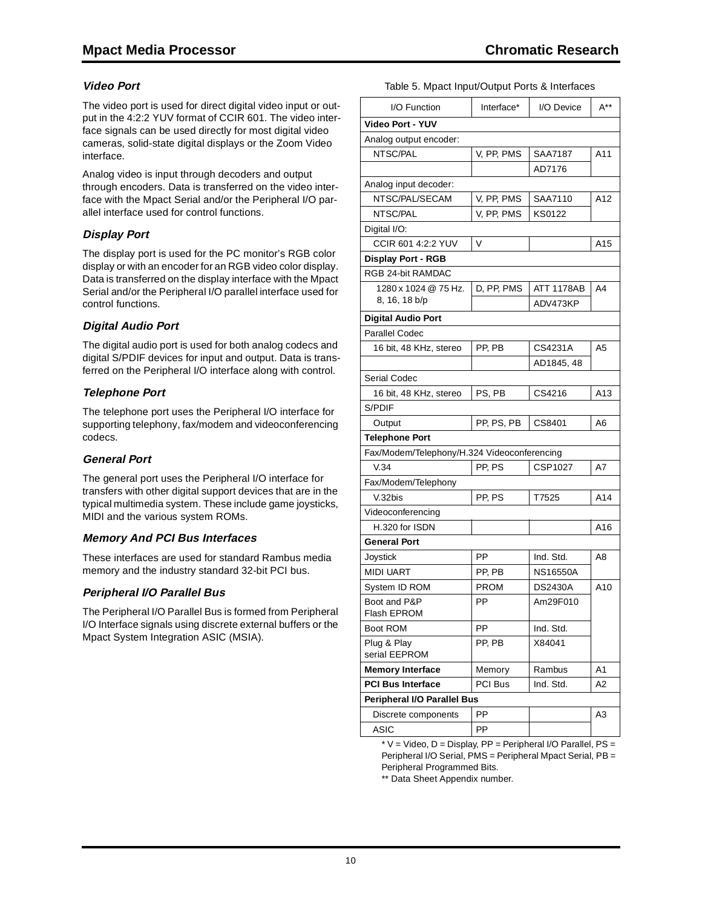### *Video Port*

The video port is used for direct digital video input or output in the 4:2:2 YUV format of CCIR 601. The video interface signals can be used directly for most digital video cameras, solid-state digital displays or the Zoom Video interface.

Analog video is input through decoders and output through encoders. Data is transferred on the video interface with the Mpact Serial and/or the Peripheral I/O parallel interface used for control functions.

### *Display Port*

The display port is used for the PC monitor's RGB color display or with an encoder for an RGB video color display. Data is transferred on the display interface with the Mpact Serial and/or the Peripheral I/O parallel interface used for control functions.

### *Digital Audio Port*

The digital audio port is used for both analog codecs and digital S/PDIF devices for input and output. Data is transferred on the Peripheral I/O interface along with control.

### *Telephone Port*

The telephone port uses the Peripheral I/O interface for supporting telephony, fax/modem and videoconferencing codecs.

### *General Port*

The general port uses the Peripheral I/O interface for transfers with other digital support devices that are in the typical multimedia system. These include game joysticks, MIDI and the various system ROMs.

### *Memory And PCI Bus Interfaces*

These interfaces are used for standard Rambus media memory and the industry standard 32-bit PCI bus.

### *Peripheral I/O Parallel Bus*

The Peripheral I/O Parallel Bus is formed from Peripheral I/O Interface signals using discrete external buffers or the Mpact System Integration ASIC (MSIA).

Table 5. Mpact Input/Output Ports & Interfaces

| I/O Function | Interface* | I/O Device | A** |
|---|---|---|---|
| **Video Port - YUV** | | | |
| Analog output encoder: | | | |
| NTSC/PAL | V, PP, PMS | SAA7187 | A11 |
| | | AD7176 | |
| Analog input decoder: | | | |
| NTSC/PAL/SECAM | V, PP, PMS | SAA7110 | A12 |
| NTSC/PAL | V, PP, PMS | KS0122 | |
| Digital I/O: | | | |
| CCIR 601 4:2:2 YUV | V | | A15 |
| **Display Port - RGB** | | | |
| RGB 24-bit RAMDAC | | | |
| 1280 x 1024 @ 75 Hz. 8, 16, 18 b/p | D, PP, PMS | ATT 1178AB | A4 |
| | | ADV473KP | |
| **Digital Audio Port** | | | |
| Parallel Codec | | | |
| 16 bit, 48 KHz, stereo | PP, PB | CS4231A | A5 |
| | | AD1845, 48 | |
| Serial Codec | | | |
| 16 bit, 48 KHz, stereo | PS, PB | CS4216 | A13 |
| S/PDIF | | | |
| Output | PP, PS, PB | CS8401 | A6 |
| **Telephone Port** | | | |
| Fax/Modem/Telephony/H.324 Videoconferencing | | | |
| V.34 | PP, PS | CSP1027 | A7 |
| Fax/Modem/Telephony | | | |
| V.32bis | PP, PS | T7525 | A14 |
| Videoconferencing | | | |
| H.320 for ISDN | | | A16 |
| **General Port** | | | |
| Joystick | PP | Ind. Std. | A8 |
| MIDI UART | PP, PB | NS16550A | |
| System ID ROM | PROM | DS2430A | A10 |
| Boot and P&P Flash EPROM | PP | Am29F010 | |
| Boot ROM | PP | Ind. Std. | |
| Plug & Play serial EEPROM | PP, PB | X84041 | |
| **Memory Interface** | Memory | Rambus | A1 |
| **PCI Bus Interface** | PCI Bus | Ind. Std. | A2 |
| **Peripheral I/O Parallel Bus** | | | |
| Discrete components | PP | | A3 |
| ASIC | PP | | |

* V = Video, D = Display, PP = Peripheral I/O Parallel, PS = Peripheral I/O Serial, PMS = Peripheral Mpact Serial, PB = Peripheral Programmed Bits.

** Data Sheet Appendix number.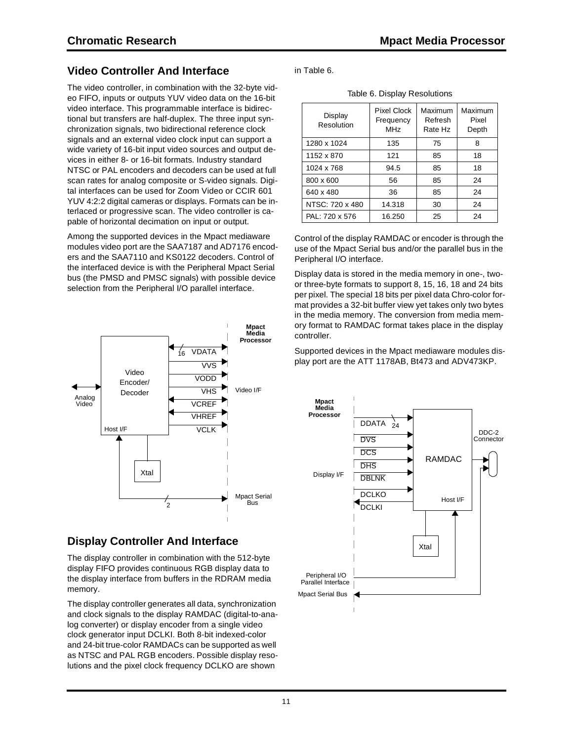## Video Controller And Interface

The video controller, in combination with the 32-byte video FIFO, inputs or outputs YUV video data on the 16-bit video interface. This programmable interface is bidirectional but transfers are half-duplex. The three input synchronization signals, two bidirectional reference clock signals and an external video clock input can support a wide variety of 16-bit input video sources and output devices in either 8- or 16-bit formats. Industry standard NTSC or PAL encoders and decoders can be used at full scan rates for analog composite or S-video signals. Digital interfaces can be used for Zoom Video or CCIR 601 YUV 4:2:2 digital cameras or displays. Formats can be interlaced or progressive scan. The video controller is capable of horizontal decimation on input or output.

Among the supported devices in the Mpact mediaware modules video port are the SAA7187 and AD7176 encoders and the SAA7110 and KS0122 decoders. Control of the interfaced device is with the Peripheral Mpact Serial bus (the PMSD and PMSC signals) with possible device selection from the Peripheral I/O parallel interface.

## Display Controller And Interface

The display controller in combination with the 512-byte display FIFO provides continuous RGB display data to the display interface from buffers in the RDRAM media memory.

The display controller generates all data, synchronization and clock signals to the display RAMDAC (digital-to-analog converter) or display encoder from a single video clock generator input DCLKI. Both 8-bit indexed-color and 24-bit true-color RAMDACs can be supported as well as NTSC and PAL RGB encoders. Possible display resolutions and the pixel clock frequency DCLKO are shown in Table 6.

Table 6. Display Resolutions

| Display Resolution | Pixel Clock Frequency MHz | Maximum Refresh Rate Hz | Maximum Pixel Depth |
|---|---|---|---|
| 1280 x 1024 | 135 | 75 | 8 |
| 1152 x 870 | 121 | 85 | 18 |
| 1024 x 768 | 94.5 | 85 | 18 |
| 800 x 600 | 56 | 85 | 24 |
| 640 x 480 | 36 | 85 | 24 |
| NTSC: 720 x 480 | 14.318 | 30 | 24 |
| PAL: 720 x 576 | 16.250 | 25 | 24 |

Control of the display RAMDAC or encoder is through the use of the Mpact Serial bus and/or the parallel bus in the Peripheral I/O interface.

Display data is stored in the media memory in one-, two- or three-byte formats to support 8, 15, 16, 18 and 24 bits per pixel. The special 18 bits per pixel data Chro-color format provides a 32-bit buffer view yet takes only two bytes in the media memory. The conversion from media memory format to RAMDAC format takes place in the display controller.

Supported devices in the Mpact mediaware modules display port are the ATT 1178AB, Bt473 and ADV473KP.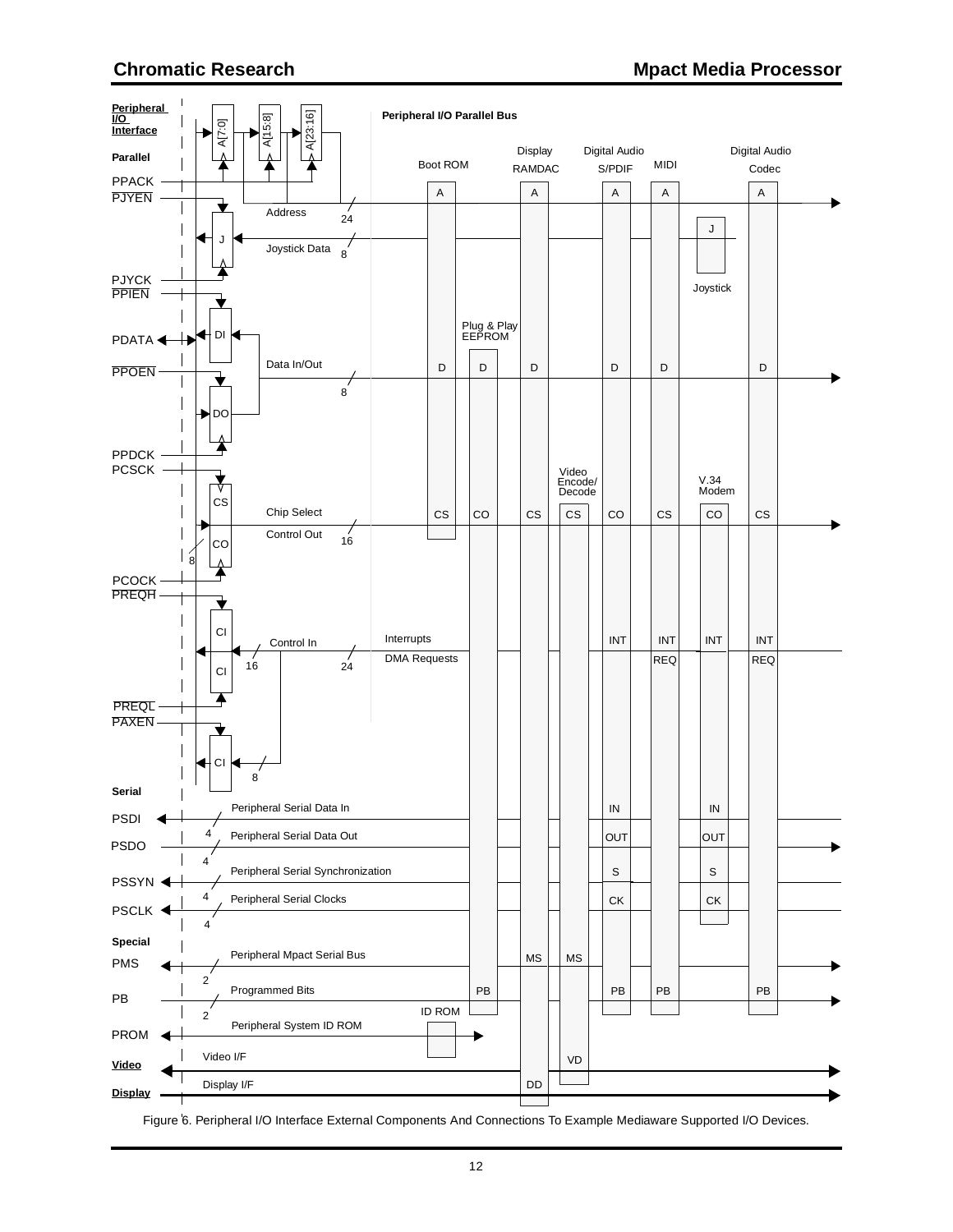Figure 6. Peripheral I/O Interface External Components And Connections To Example Mediaware Supported I/O Devices.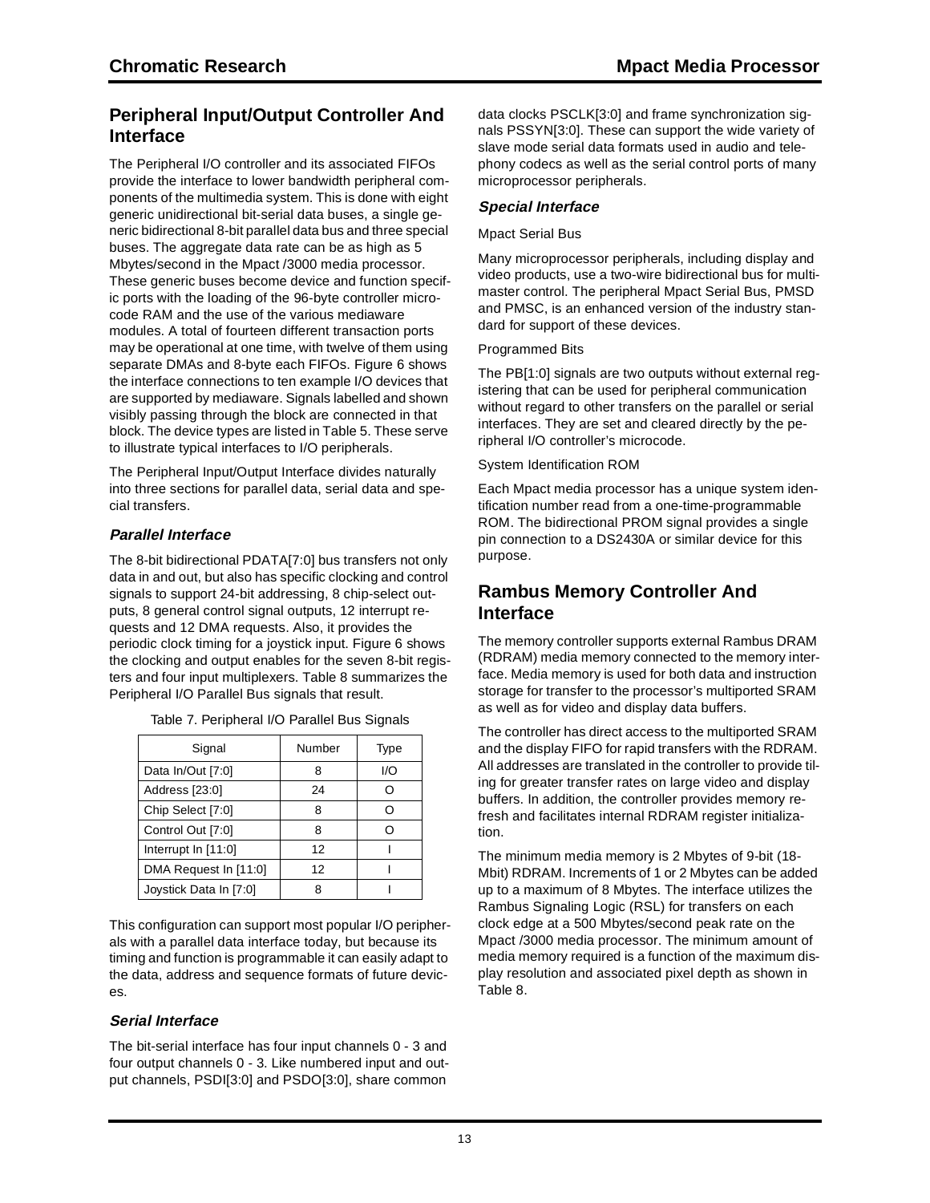## Peripheral Input/Output Controller And Interface

The Peripheral I/O controller and its associated FIFOs provide the interface to lower bandwidth peripheral components of the multimedia system. This is done with eight generic unidirectional bit-serial data buses, a single generic bidirectional 8-bit parallel data bus and three special buses. The aggregate data rate can be as high as 5 Mbytes/second in the Mpact /3000 media processor. These generic buses become device and function specific ports with the loading of the 96-byte controller microcode RAM and the use of the various mediaware modules. A total of fourteen different transaction ports may be operational at one time, with twelve of them using separate DMAs and 8-byte each FIFOs. Figure 6 shows the interface connections to ten example I/O devices that are supported by mediaware. Signals labelled and shown visibly passing through the block are connected in that block. The device types are listed in Table 5. These serve to illustrate typical interfaces to I/O peripherals.

The Peripheral Input/Output Interface divides naturally into three sections for parallel data, serial data and special transfers.

### *Parallel Interface*

The 8-bit bidirectional PDATA[7:0] bus transfers not only data in and out, but also has specific clocking and control signals to support 24-bit addressing, 8 chip-select outputs, 8 general control signal outputs, 12 interrupt requests and 12 DMA requests. Also, it provides the periodic clock timing for a joystick input. Figure 6 shows the clocking and output enables for the seven 8-bit registers and four input multiplexers. Table 8 summarizes the Peripheral I/O Parallel Bus signals that result.

Table 7. Peripheral I/O Parallel Bus Signals

| Signal | Number | Type |
|---|---|---|
| Data In/Out [7:0] | 8 | I/O |
| Address [23:0] | 24 | O |
| Chip Select [7:0] | 8 | O |
| Control Out [7:0] | 8 | O |
| Interrupt In [11:0] | 12 | I |
| DMA Request In [11:0] | 12 | I |
| Joystick Data In [7:0] | 8 | I |

This configuration can support most popular I/O peripherals with a parallel data interface today, but because its timing and function is programmable it can easily adapt to the data, address and sequence formats of future devices.

### *Serial Interface*

The bit-serial interface has four input channels 0 - 3 and four output channels 0 - 3. Like numbered input and output channels, PSDI[3:0] and PSDO[3:0], share common data clocks PSCLK[3:0] and frame synchronization signals PSSYN[3:0]. These can support the wide variety of slave mode serial data formats used in audio and telephony codecs as well as the serial control ports of many microprocessor peripherals.

### *Special Interface*

Mpact Serial Bus

Many microprocessor peripherals, including display and video products, use a two-wire bidirectional bus for multi-master control. The peripheral Mpact Serial Bus, PMSD and PMSC, is an enhanced version of the industry standard for support of these devices.

Programmed Bits

The PB[1:0] signals are two outputs without external registering that can be used for peripheral communication without regard to other transfers on the parallel or serial interfaces. They are set and cleared directly by the peripheral I/O controller's microcode.

System Identification ROM

Each Mpact media processor has a unique system identification number read from a one-time-programmable ROM. The bidirectional PROM signal provides a single pin connection to a DS2430A or similar device for this purpose.

## Rambus Memory Controller And Interface

The memory controller supports external Rambus DRAM (RDRAM) media memory connected to the memory interface. Media memory is used for both data and instruction storage for transfer to the processor's multiported SRAM as well as for video and display data buffers.

The controller has direct access to the multiported SRAM and the display FIFO for rapid transfers with the RDRAM. All addresses are translated in the controller to provide tiling for greater transfer rates on large video and display buffers. In addition, the controller provides memory refresh and facilitates internal RDRAM register initialization.

The minimum media memory is 2 Mbytes of 9-bit (18-Mbit) RDRAM. Increments of 1 or 2 Mbytes can be added up to a maximum of 8 Mbytes. The interface utilizes the Rambus Signaling Logic (RSL) for transfers on each clock edge at a 500 Mbytes/second peak rate on the Mpact /3000 media processor. The minimum amount of media memory required is a function of the maximum display resolution and associated pixel depth as shown in Table 8.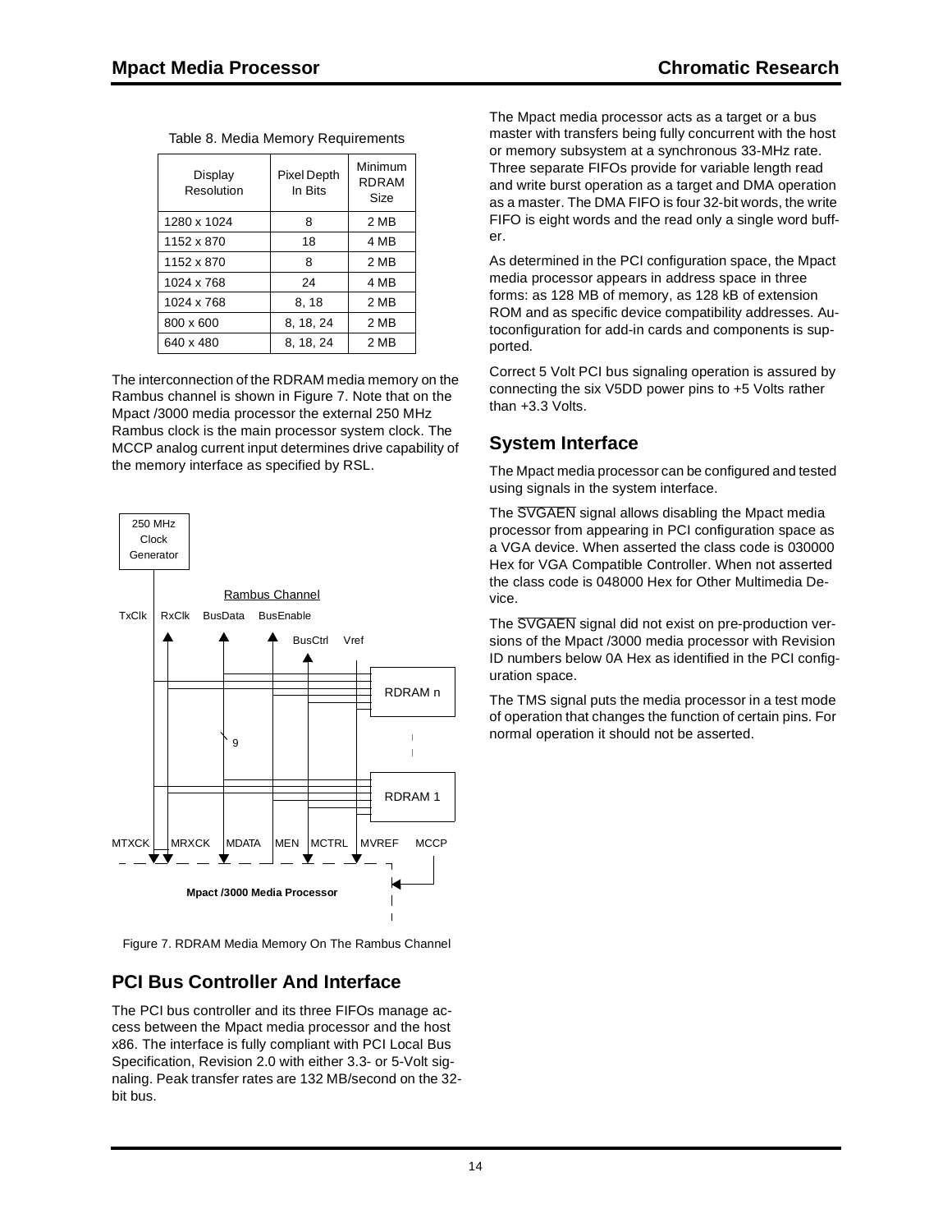Table 8. Media Memory Requirements

| Display Resolution | Pixel Depth In Bits | Minimum RDRAM Size |
|---|---|---|
| 1280 x 1024 | 8 | 2 MB |
| 1152 x 870 | 18 | 4 MB |
| 1152 x 870 | 8 | 2 MB |
| 1024 x 768 | 24 | 4 MB |
| 1024 x 768 | 8, 18 | 2 MB |
| 800 x 600 | 8, 18, 24 | 2 MB |
| 640 x 480 | 8, 18, 24 | 2 MB |

The interconnection of the RDRAM media memory on the Rambus channel is shown in Figure 7. Note that on the Mpact /3000 media processor the external 250 MHz Rambus clock is the main processor system clock. The MCCP analog current input determines drive capability of the memory interface as specified by RSL.

Figure 7. RDRAM Media Memory On The Rambus Channel

## PCI Bus Controller And Interface

The PCI bus controller and its three FIFOs manage access between the Mpact media processor and the host x86. The interface is fully compliant with PCI Local Bus Specification, Revision 2.0 with either 3.3- or 5-Volt signaling. Peak transfer rates are 132 MB/second on the 32-bit bus.

The Mpact media processor acts as a target or a bus master with transfers being fully concurrent with the host or memory subsystem at a synchronous 33-MHz rate. Three separate FIFOs provide for variable length read and write burst operation as a target and DMA operation as a master. The DMA FIFO is four 32-bit words, the write FIFO is eight words and the read only a single word buffer.

As determined in the PCI configuration space, the Mpact media processor appears in address space in three forms: as 128 MB of memory, as 128 kB of extension ROM and as specific device compatibility addresses. Autoconfiguration for add-in cards and components is supported.

Correct 5 Volt PCI bus signaling operation is assured by connecting the six V5DD power pins to +5 Volts rather than +3.3 Volts.

## System Interface

The Mpact media processor can be configured and tested using signals in the system interface.

The $\overline{\text{SVGAEN}}$ signal allows disabling the Mpact media processor from appearing in PCI configuration space as a VGA device. When asserted the class code is 030000 Hex for VGA Compatible Controller. When not asserted the class code is 048000 Hex for Other Multimedia Device.

The $\overline{\text{SVGAEN}}$ signal did not exist on pre-production versions of the Mpact /3000 media processor with Revision ID numbers below 0A Hex as identified in the PCI configuration space.

The TMS signal puts the media processor in a test mode of operation that changes the function of certain pins. For normal operation it should not be asserted.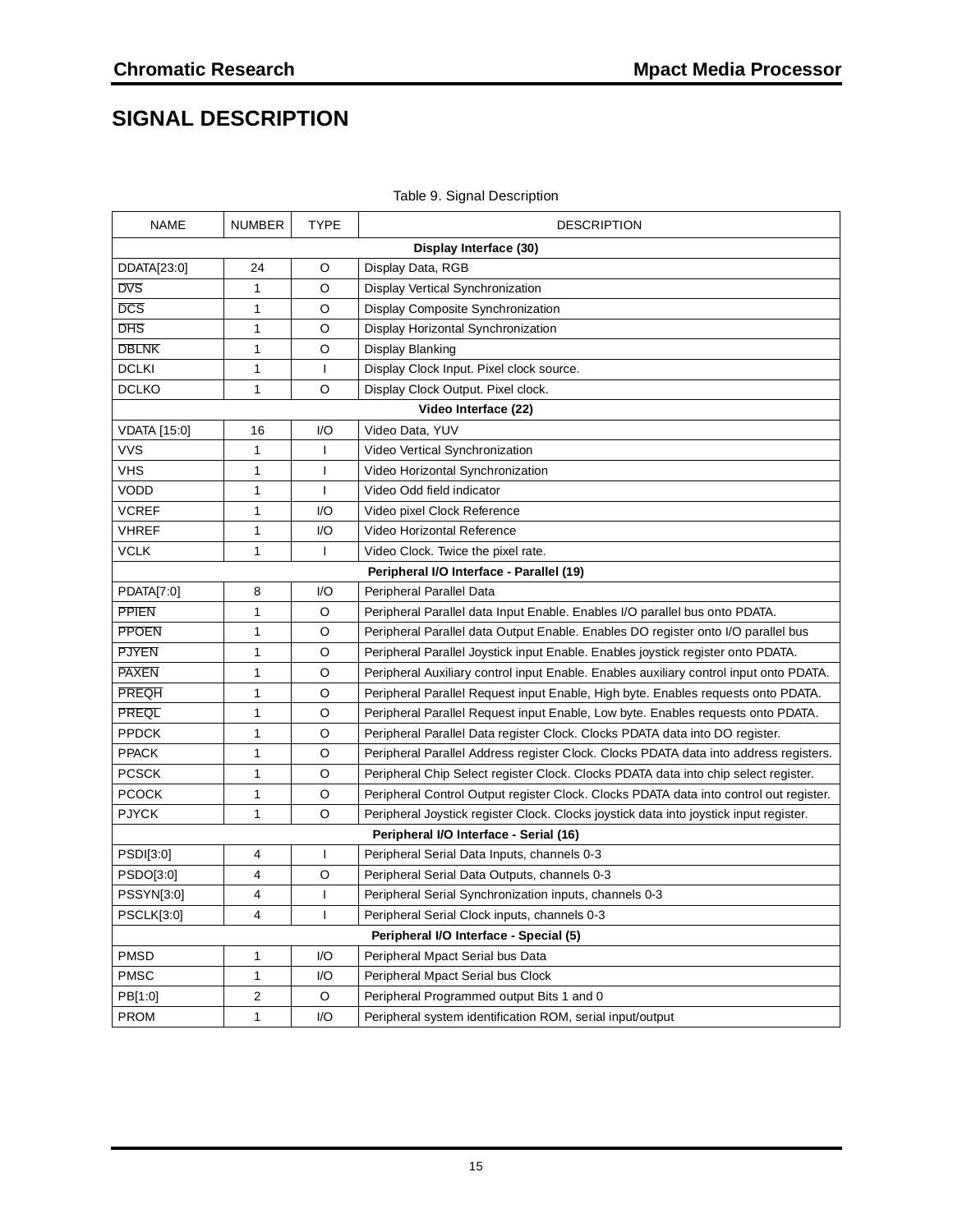# SIGNAL DESCRIPTION

Table 9. Signal Description

| NAME | NUMBER | TYPE | DESCRIPTION |
|---|---|---|---|
| **Display Interface (30)** | | | |
| DDATA[23:0] | 24 | O | Display Data, RGB |
| $\overline{DVS}$ | 1 | O | Display Vertical Synchronization |
| $\overline{DCS}$ | 1 | O | Display Composite Synchronization |
| $\overline{DHS}$ | 1 | O | Display Horizontal Synchronization |
| $\overline{DBLNK}$ | 1 | O | Display Blanking |
| DCLKI | 1 | I | Display Clock Input. Pixel clock source. |
| DCLKO | 1 | O | Display Clock Output. Pixel clock. |
| **Video Interface (22)** | | | |
| VDATA [15:0] | 16 | I/O | Video Data, YUV |
| VVS | 1 | I | Video Vertical Synchronization |
| VHS | 1 | I | Video Horizontal Synchronization |
| VODD | 1 | I | Video Odd field indicator |
| VCREF | 1 | I/O | Video pixel Clock Reference |
| VHREF | 1 | I/O | Video Horizontal Reference |
| VCLK | 1 | I | Video Clock. Twice the pixel rate. |
| **Peripheral I/O Interface - Parallel (19)** | | | |
| PDATA[7:0] | 8 | I/O | Peripheral Parallel Data |
| $\overline{PPIEN}$ | 1 | O | Peripheral Parallel data Input Enable. Enables I/O parallel bus onto PDATA. |
| $\overline{PPOEN}$ | 1 | O | Peripheral Parallel data Output Enable. Enables DO register onto I/O parallel bus |
| $\overline{PJYEN}$ | 1 | O | Peripheral Parallel Joystick input Enable. Enables joystick register onto PDATA. |
| $\overline{PAXEN}$ | 1 | O | Peripheral Auxiliary control input Enable. Enables auxiliary control input onto PDATA. |
| $\overline{PREQH}$ | 1 | O | Peripheral Parallel Request input Enable, High byte. Enables requests onto PDATA. |
| $\overline{PREQL}$ | 1 | O | Peripheral Parallel Request input Enable, Low byte. Enables requests onto PDATA. |
| PPDCK | 1 | O | Peripheral Parallel Data register Clock. Clocks PDATA data into DO register. |
| PPACK | 1 | O | Peripheral Parallel Address register Clock. Clocks PDATA data into address registers. |
| PCSCK | 1 | O | Peripheral Chip Select register Clock. Clocks PDATA data into chip select register. |
| PCOCK | 1 | O | Peripheral Control Output register Clock. Clocks PDATA data into control out register. |
| PJYCK | 1 | O | Peripheral Joystick register Clock. Clocks joystick data into joystick input register. |
| **Peripheral I/O Interface - Serial (16)** | | | |
| PSDI[3:0] | 4 | I | Peripheral Serial Data Inputs, channels 0-3 |
| PSDO[3:0] | 4 | O | Peripheral Serial Data Outputs, channels 0-3 |
| PSSYN[3:0] | 4 | I | Peripheral Serial Synchronization inputs, channels 0-3 |
| PSCLK[3:0] | 4 | I | Peripheral Serial Clock inputs, channels 0-3 |
| **Peripheral I/O Interface - Special (5)** | | | |
| PMSD | 1 | I/O | Peripheral Mpact Serial bus Data |
| PMSC | 1 | I/O | Peripheral Mpact Serial bus Clock |
| PB[1:0] | 2 | O | Peripheral Programmed output Bits 1 and 0 |
| PROM | 1 | I/O | Peripheral system identification ROM, serial input/output |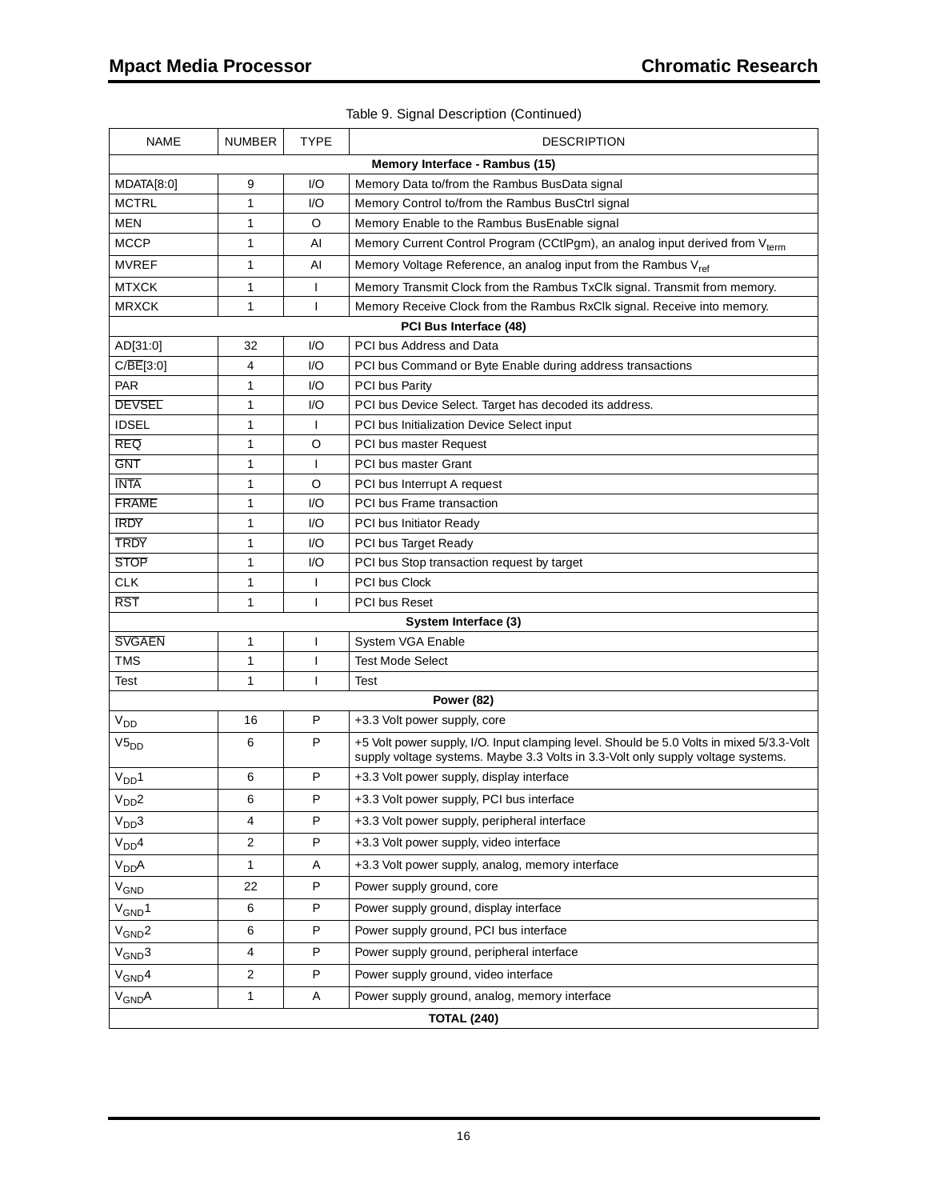Table 9. Signal Description (Continued)

| NAME | NUMBER | TYPE | DESCRIPTION |
|---|---|---|---|
| **Memory Interface - Rambus (15)** | | | |
| MDATA[8:0] | 9 | I/O | Memory Data to/from the Rambus BusData signal |
| MCTRL | 1 | I/O | Memory Control to/from the Rambus BusCtrl signal |
| MEN | 1 | O | Memory Enable to the Rambus BusEnable signal |
| MCCP | 1 | AI | Memory Current Control Program (CCtlPgm), an analog input derived from $V_{term}$ |
| MVREF | 1 | AI | Memory Voltage Reference, an analog input from the Rambus $V_{ref}$ |
| MTXCK | 1 | I | Memory Transmit Clock from the Rambus TxClk signal. Transmit from memory. |
| MRXCK | 1 | I | Memory Receive Clock from the Rambus RxClk signal. Receive into memory. |
| **PCI Bus Interface (48)** | | | |
| AD[31:0] | 32 | I/O | PCI bus Address and Data |
| C/$\overline{BE}$[3:0] | 4 | I/O | PCI bus Command or Byte Enable during address transactions |
| PAR | 1 | I/O | PCI bus Parity |
| $\overline{DEVSEL}$ | 1 | I/O | PCI bus Device Select. Target has decoded its address. |
| IDSEL | 1 | I | PCI bus Initialization Device Select input |
| $\overline{REQ}$ | 1 | O | PCI bus master Request |
| $\overline{GNT}$ | 1 | I | PCI bus master Grant |
| $\overline{INTA}$ | 1 | O | PCI bus Interrupt A request |
| $\overline{FRAME}$ | 1 | I/O | PCI bus Frame transaction |
| $\overline{IRDY}$ | 1 | I/O | PCI bus Initiator Ready |
| $\overline{TRDY}$ | 1 | I/O | PCI bus Target Ready |
| $\overline{STOP}$ | 1 | I/O | PCI bus Stop transaction request by target |
| CLK | 1 | I | PCI bus Clock |
| $\overline{RST}$ | 1 | I | PCI bus Reset |
| **System Interface (3)** | | | |
| $\overline{SVGAEN}$ | 1 | I | System VGA Enable |
| TMS | 1 | I | Test Mode Select |
| Test | 1 | I | Test |
| **Power (82)** | | | |
| $V_{DD}$ | 16 | P | +3.3 Volt power supply, core |
| $V5_{DD}$ | 6 | P | +5 Volt power supply, I/O. Input clamping level. Should be 5.0 Volts in mixed 5/3.3-Volt supply voltage systems. Maybe 3.3 Volts in 3.3-Volt only supply voltage systems. |
| $V_{DD}1$ | 6 | P | +3.3 Volt power supply, display interface |
| $V_{DD}2$ | 6 | P | +3.3 Volt power supply, PCI bus interface |
| $V_{DD}3$ | 4 | P | +3.3 Volt power supply, peripheral interface |
| $V_{DD}4$ | 2 | P | +3.3 Volt power supply, video interface |
| $V_{DD}A$ | 1 | A | +3.3 Volt power supply, analog, memory interface |
| $V_{GND}$ | 22 | P | Power supply ground, core |
| $V_{GND}1$ | 6 | P | Power supply ground, display interface |
| $V_{GND}2$ | 6 | P | Power supply ground, PCI bus interface |
| $V_{GND}3$ | 4 | P | Power supply ground, peripheral interface |
| $V_{GND}4$ | 2 | P | Power supply ground, video interface |
| $V_{GND}A$ | 1 | A | Power supply ground, analog, memory interface |
| **TOTAL (240)** | | | |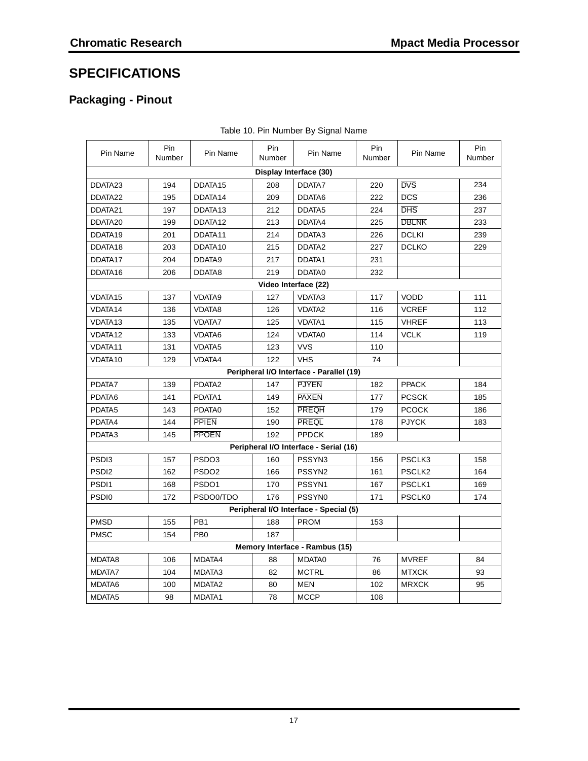# SPECIFICATIONS

## Packaging - Pinout

Table 10. Pin Number By Signal Name

| Pin Name | Pin Number | Pin Name | Pin Number | Pin Name | Pin Number | Pin Name | Pin Number |
|---|---|---|---|---|---|---|---|
| **Display Interface (30)** | | | | | | | |
| DDATA23 | 194 | DDATA15 | 208 | DDATA7 | 220 | $\overline{\text{DVS}}$ | 234 |
| DDATA22 | 195 | DDATA14 | 209 | DDATA6 | 222 | $\overline{\text{DCS}}$ | 236 |
| DDATA21 | 197 | DDATA13 | 212 | DDATA5 | 224 | $\overline{\text{DHS}}$ | 237 |
| DDATA20 | 199 | DDATA12 | 213 | DDATA4 | 225 | $\overline{\text{DBLNK}}$ | 233 |
| DDATA19 | 201 | DDATA11 | 214 | DDATA3 | 226 | DCLKI | 239 |
| DDATA18 | 203 | DDATA10 | 215 | DDATA2 | 227 | DCLKO | 229 |
| DDATA17 | 204 | DDATA9 | 217 | DDATA1 | 231 | | |
| DDATA16 | 206 | DDATA8 | 219 | DDATA0 | 232 | | |
| **Video Interface (22)** | | | | | | | |
| VDATA15 | 137 | VDATA9 | 127 | VDATA3 | 117 | VODD | 111 |
| VDATA14 | 136 | VDATA8 | 126 | VDATA2 | 116 | VCREF | 112 |
| VDATA13 | 135 | VDATA7 | 125 | VDATA1 | 115 | VHREF | 113 |
| VDATA12 | 133 | VDATA6 | 124 | VDATA0 | 114 | VCLK | 119 |
| VDATA11 | 131 | VDATA5 | 123 | VVS | 110 | | |
| VDATA10 | 129 | VDATA4 | 122 | VHS | 74 | | |
| **Peripheral I/O Interface - Parallel (19)** | | | | | | | |
| PDATA7 | 139 | PDATA2 | 147 | $\overline{\text{PJYEN}}$ | 182 | PPACK | 184 |
| PDATA6 | 141 | PDATA1 | 149 | $\overline{\text{PAXEN}}$ | 177 | PCSCK | 185 |
| PDATA5 | 143 | PDATA0 | 152 | $\overline{\text{PREQH}}$ | 179 | PCOCK | 186 |
| PDATA4 | 144 | $\overline{\text{PPIEN}}$ | 190 | $\overline{\text{PREQL}}$ | 178 | PJYCK | 183 |
| PDATA3 | 145 | $\overline{\text{PPOEN}}$ | 192 | PPDCK | 189 | | |
| **Peripheral I/O Interface - Serial (16)** | | | | | | | |
| PSDI3 | 157 | PSDO3 | 160 | PSSYN3 | 156 | PSCLK3 | 158 |
| PSDI2 | 162 | PSDO2 | 166 | PSSYN2 | 161 | PSCLK2 | 164 |
| PSDI1 | 168 | PSDO1 | 170 | PSSYN1 | 167 | PSCLK1 | 169 |
| PSDI0 | 172 | PSDO0/TDO | 176 | PSSYN0 | 171 | PSCLK0 | 174 |
| **Peripheral I/O Interface - Special (5)** | | | | | | | |
| PMSD | 155 | PB1 | 188 | PROM | 153 | | |
| PMSC | 154 | PB0 | 187 | | | | |
| **Memory Interface - Rambus (15)** | | | | | | | |
| MDATA8 | 106 | MDATA4 | 88 | MDATA0 | 76 | MVREF | 84 |
| MDATA7 | 104 | MDATA3 | 82 | MCTRL | 86 | MTXCK | 93 |
| MDATA6 | 100 | MDATA2 | 80 | MEN | 102 | MRXCK | 95 |
| MDATA5 | 98 | MDATA1 | 78 | MCCP | 108 | | |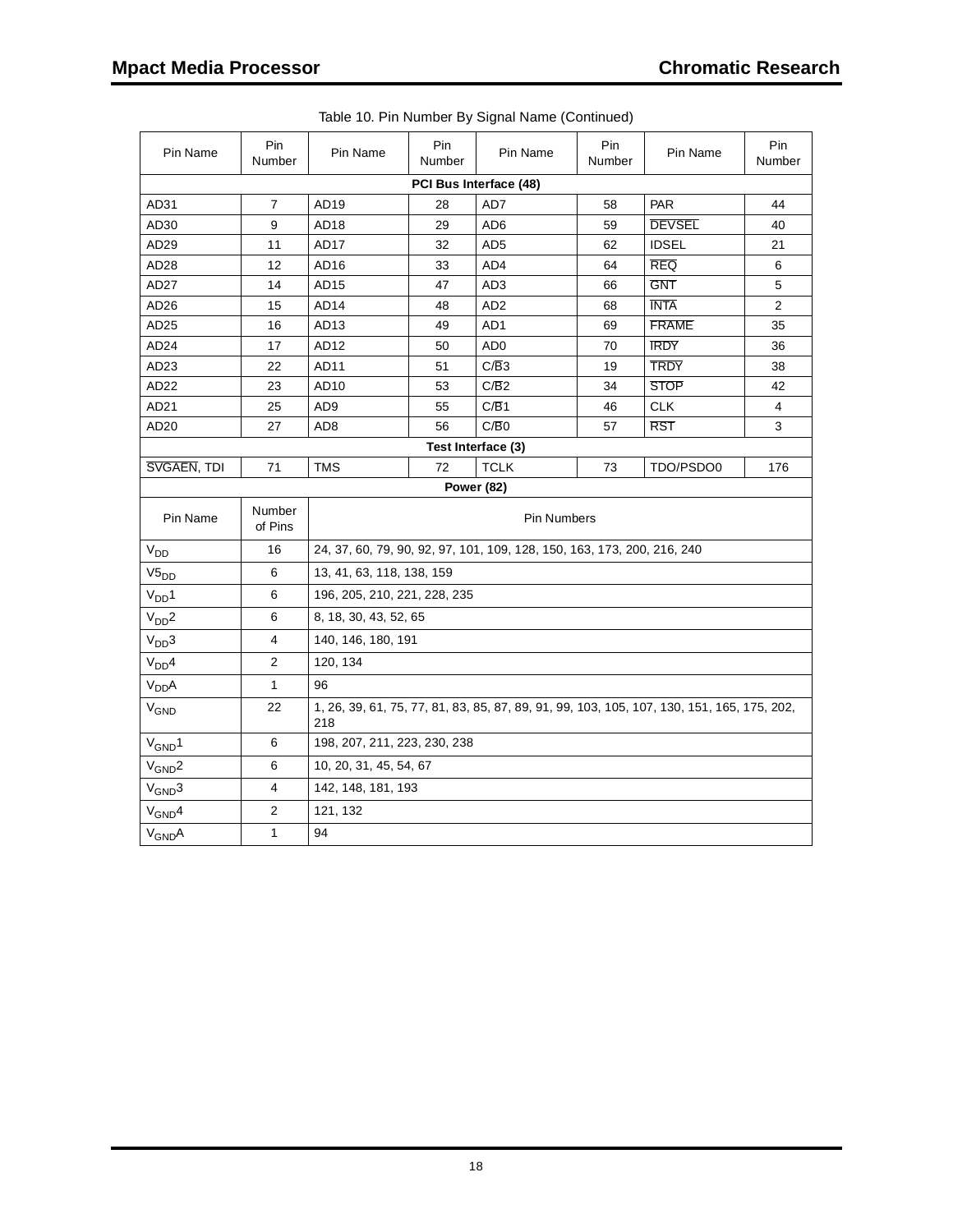Table 10. Pin Number By Signal Name (Continued)

| Pin Name | Pin Number | Pin Name | Pin Number | Pin Name | Pin Number | Pin Name | Pin Number |
|---|---|---|---|---|---|---|---|
| **PCI Bus Interface (48)** | | | | | | | |
| AD31 | 7 | AD19 | 28 | AD7 | 58 | PAR | 44 |
| AD30 | 9 | AD18 | 29 | AD6 | 59 | $\overline{DEVSEL}$ | 40 |
| AD29 | 11 | AD17 | 32 | AD5 | 62 | IDSEL | 21 |
| AD28 | 12 | AD16 | 33 | AD4 | 64 | $\overline{REQ}$ | 6 |
| AD27 | 14 | AD15 | 47 | AD3 | 66 | $\overline{GNT}$ | 5 |
| AD26 | 15 | AD14 | 48 | AD2 | 68 | $\overline{INTA}$ | 2 |
| AD25 | 16 | AD13 | 49 | AD1 | 69 | $\overline{FRAME}$ | 35 |
| AD24 | 17 | AD12 | 50 | AD0 | 70 | $\overline{IRDY}$ | 36 |
| AD23 | 22 | AD11 | 51 | C/$\overline{B}$3 | 19 | $\overline{TRDY}$ | 38 |
| AD22 | 23 | AD10 | 53 | C/$\overline{B}$2 | 34 | $\overline{STOP}$ | 42 |
| AD21 | 25 | AD9 | 55 | C/$\overline{B}$1 | 46 | CLK | 4 |
| AD20 | 27 | AD8 | 56 | C/$\overline{B}$0 | 57 | $\overline{RST}$ | 3 |
| **Test Interface (3)** | | | | | | | |
| $\overline{SVGAEN}$, TDI | 71 | TMS | 72 | TCLK | 73 | TDO/PSDO0 | 176 |

**Power (82)**

| Pin Name | Number of Pins | Pin Numbers |
|---|---|---|
| $V_{DD}$ | 16 | 24, 37, 60, 79, 90, 92, 97, 101, 109, 128, 150, 163, 173, 200, 216, 240 |
| $V5_{DD}$ | 6 | 13, 41, 63, 118, 138, 159 |
| $V_{DD}1$ | 6 | 196, 205, 210, 221, 228, 235 |
| $V_{DD}2$ | 6 | 8, 18, 30, 43, 52, 65 |
| $V_{DD}3$ | 4 | 140, 146, 180, 191 |
| $V_{DD}4$ | 2 | 120, 134 |
| $V_{DD}A$ | 1 | 96 |
| $V_{GND}$ | 22 | 1, 26, 39, 61, 75, 77, 81, 83, 85, 87, 89, 91, 99, 103, 105, 107, 130, 151, 165, 175, 202, 218 |
| $V_{GND}1$ | 6 | 198, 207, 211, 223, 230, 238 |
| $V_{GND}2$ | 6 | 10, 20, 31, 45, 54, 67 |
| $V_{GND}3$ | 4 | 142, 148, 181, 193 |
| $V_{GND}4$ | 2 | 121, 132 |
| $V_{GND}A$ | 1 | 94 |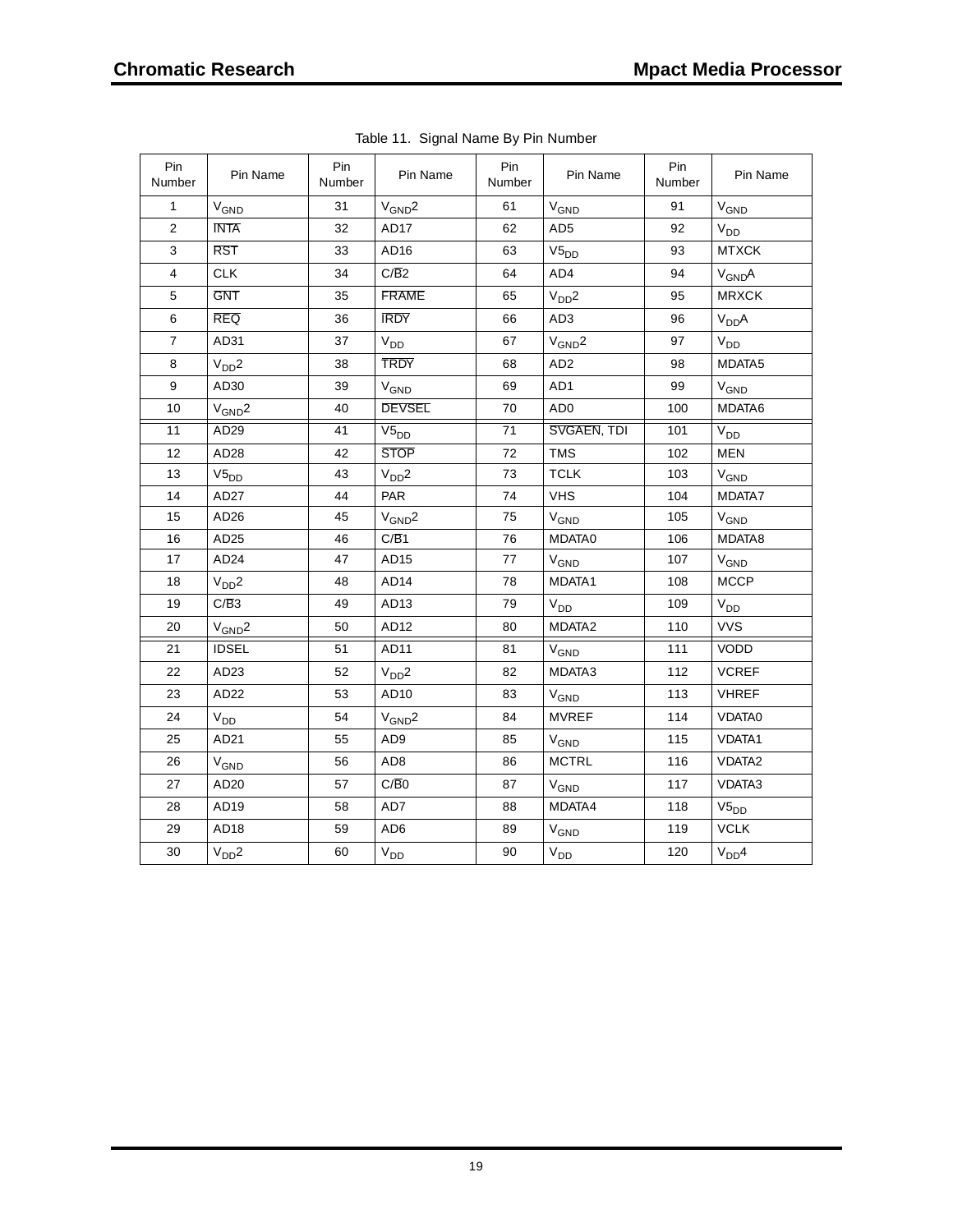Table 11. Signal Name By Pin Number

| Pin Number | Pin Name | Pin Number | Pin Name | Pin Number | Pin Name | Pin Number | Pin Name |
|---|---|---|---|---|---|---|---|
| 1 | $V_{GND}$ | 31 | $V_{GND}2$ | 61 | $V_{GND}$ | 91 | $V_{GND}$ |
| 2 | $\overline{INTA}$ | 32 | AD17 | 62 | AD5 | 92 | $V_{DD}$ |
| 3 | $\overline{RST}$ | 33 | AD16 | 63 | $V5_{DD}$ | 93 | MTXCK |
| 4 | CLK | 34 | C/$\overline{B}$2 | 64 | AD4 | 94 | $V_{GND}A$ |
| 5 | $\overline{GNT}$ | 35 | $\overline{FRAME}$ | 65 | $V_{DD}2$ | 95 | MRXCK |
| 6 | $\overline{REQ}$ | 36 | $\overline{IRDY}$ | 66 | AD3 | 96 | $V_{DD}A$ |
| 7 | AD31 | 37 | $V_{DD}$ | 67 | $V_{GND}2$ | 97 | $V_{DD}$ |
| 8 | $V_{DD}2$ | 38 | $\overline{TRDY}$ | 68 | AD2 | 98 | MDATA5 |
| 9 | AD30 | 39 | $V_{GND}$ | 69 | AD1 | 99 | $V_{GND}$ |
| 10 | $V_{GND}2$ | 40 | $\overline{DEVSEL}$ | 70 | AD0 | 100 | MDATA6 |
| 11 | AD29 | 41 | $V5_{DD}$ | 71 | $\overline{SVGAEN}$, TDI | 101 | $V_{DD}$ |
| 12 | AD28 | 42 | $\overline{STOP}$ | 72 | TMS | 102 | MEN |
| 13 | $V5_{DD}$ | 43 | $V_{DD}2$ | 73 | TCLK | 103 | $V_{GND}$ |
| 14 | AD27 | 44 | PAR | 74 | VHS | 104 | MDATA7 |
| 15 | AD26 | 45 | $V_{GND}2$ | 75 | $V_{GND}$ | 105 | $V_{GND}$ |
| 16 | AD25 | 46 | C/$\overline{B}$1 | 76 | MDATA0 | 106 | MDATA8 |
| 17 | AD24 | 47 | AD15 | 77 | $V_{GND}$ | 107 | $V_{GND}$ |
| 18 | $V_{DD}2$ | 48 | AD14 | 78 | MDATA1 | 108 | MCCP |
| 19 | C/$\overline{B}$3 | 49 | AD13 | 79 | $V_{DD}$ | 109 | $V_{DD}$ |
| 20 | $V_{GND}2$ | 50 | AD12 | 80 | MDATA2 | 110 | VVS |
| 21 | IDSEL | 51 | AD11 | 81 | $V_{GND}$ | 111 | VODD |
| 22 | AD23 | 52 | $V_{DD}2$ | 82 | MDATA3 | 112 | VCREF |
| 23 | AD22 | 53 | AD10 | 83 | $V_{GND}$ | 113 | VHREF |
| 24 | $V_{DD}$ | 54 | $V_{GND}2$ | 84 | MVREF | 114 | VDATA0 |
| 25 | AD21 | 55 | AD9 | 85 | $V_{GND}$ | 115 | VDATA1 |
| 26 | $V_{GND}$ | 56 | AD8 | 86 | MCTRL | 116 | VDATA2 |
| 27 | AD20 | 57 | C/$\overline{B}$0 | 87 | $V_{GND}$ | 117 | VDATA3 |
| 28 | AD19 | 58 | AD7 | 88 | MDATA4 | 118 | $V5_{DD}$ |
| 29 | AD18 | 59 | AD6 | 89 | $V_{GND}$ | 119 | VCLK |
| 30 | $V_{DD}2$ | 60 | $V_{DD}$ | 90 | $V_{DD}$ | 120 | $V_{DD}4$ |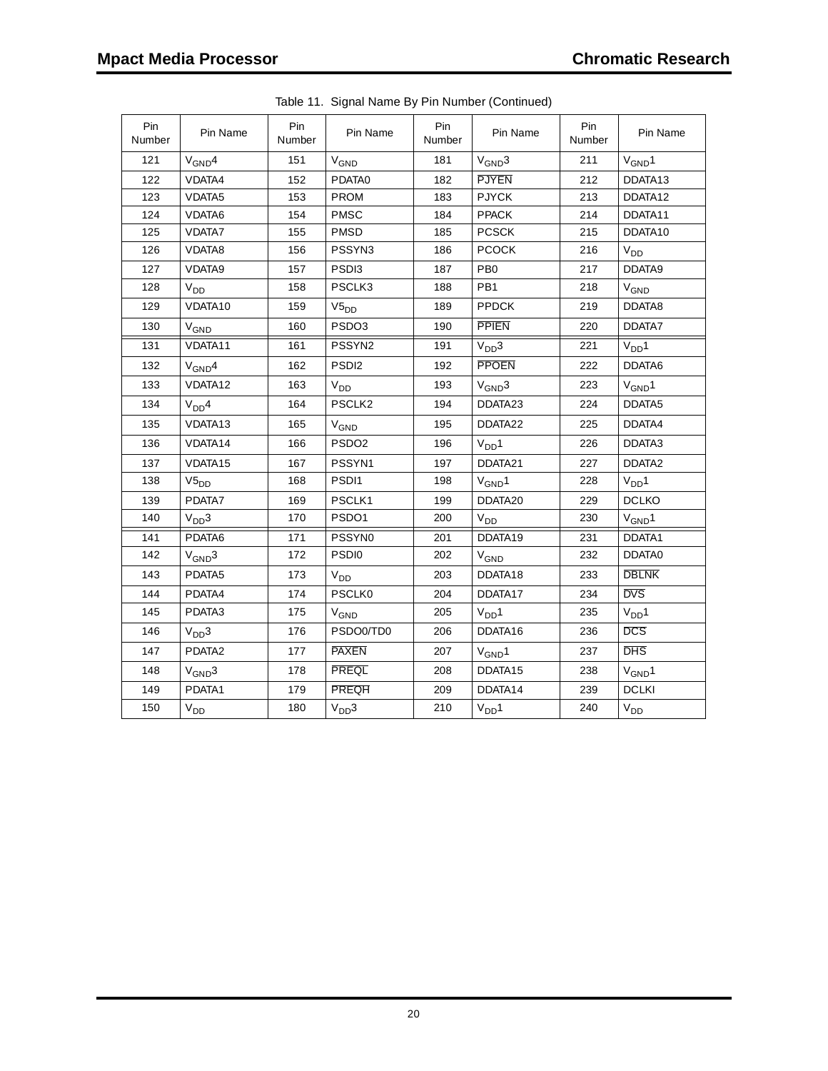Table 11. Signal Name By Pin Number (Continued)

| Pin Number | Pin Name | Pin Number | Pin Name | Pin Number | Pin Name | Pin Number | Pin Name |
|---|---|---|---|---|---|---|---|
| 121 | $V_{GND}4$ | 151 | $V_{GND}$ | 181 | $V_{GND}3$ | 211 | $V_{GND}1$ |
| 122 | VDATA4 | 152 | PDATA0 | 182 | $\overline{PJYEN}$ | 212 | DDATA13 |
| 123 | VDATA5 | 153 | PROM | 183 | PJYCK | 213 | DDATA12 |
| 124 | VDATA6 | 154 | PMSC | 184 | PPACK | 214 | DDATA11 |
| 125 | VDATA7 | 155 | PMSD | 185 | PCSCK | 215 | DDATA10 |
| 126 | VDATA8 | 156 | PSSYN3 | 186 | PCOCK | 216 | $V_{DD}$ |
| 127 | VDATA9 | 157 | PSDI3 | 187 | PB0 | 217 | DDATA9 |
| 128 | $V_{DD}$ | 158 | PSCLK3 | 188 | PB1 | 218 | $V_{GND}$ |
| 129 | VDATA10 | 159 | $V5_{DD}$ | 189 | PPDCK | 219 | DDATA8 |
| 130 | $V_{GND}$ | 160 | PSDO3 | 190 | $\overline{PPIEN}$ | 220 | DDATA7 |
| 131 | VDATA11 | 161 | PSSYN2 | 191 | $V_{DD}3$ | 221 | $V_{DD}1$ |
| 132 | $V_{GND}4$ | 162 | PSDI2 | 192 | $\overline{PPOEN}$ | 222 | DDATA6 |
| 133 | VDATA12 | 163 | $V_{DD}$ | 193 | $V_{GND}3$ | 223 | $V_{GND}1$ |
| 134 | $V_{DD}4$ | 164 | PSCLK2 | 194 | DDATA23 | 224 | DDATA5 |
| 135 | VDATA13 | 165 | $V_{GND}$ | 195 | DDATA22 | 225 | DDATA4 |
| 136 | VDATA14 | 166 | PSDO2 | 196 | $V_{DD}1$ | 226 | DDATA3 |
| 137 | VDATA15 | 167 | PSSYN1 | 197 | DDATA21 | 227 | DDATA2 |
| 138 | $V5_{DD}$ | 168 | PSDI1 | 198 | $V_{GND}1$ | 228 | $V_{DD}1$ |
| 139 | PDATA7 | 169 | PSCLK1 | 199 | DDATA20 | 229 | DCLKO |
| 140 | $V_{DD}3$ | 170 | PSDO1 | 200 | $V_{DD}$ | 230 | $V_{GND}1$ |
| 141 | PDATA6 | 171 | PSSYN0 | 201 | DDATA19 | 231 | DDATA1 |
| 142 | $V_{GND}3$ | 172 | PSDI0 | 202 | $V_{GND}$ | 232 | DDATA0 |
| 143 | PDATA5 | 173 | $V_{DD}$ | 203 | DDATA18 | 233 | $\overline{DBLNK}$ |
| 144 | PDATA4 | 174 | PSCLK0 | 204 | DDATA17 | 234 | $\overline{DVS}$ |
| 145 | PDATA3 | 175 | $V_{GND}$ | 205 | $V_{DD}1$ | 235 | $V_{DD}1$ |
| 146 | $V_{DD}3$ | 176 | PSDO0/TD0 | 206 | DDATA16 | 236 | $\overline{DCS}$ |
| 147 | PDATA2 | 177 | $\overline{PAXEN}$ | 207 | $V_{GND}1$ | 237 | $\overline{DHS}$ |
| 148 | $V_{GND}3$ | 178 | $\overline{PREQL}$ | 208 | DDATA15 | 238 | $V_{GND}1$ |
| 149 | PDATA1 | 179 | $\overline{PREQH}$ | 209 | DDATA14 | 239 | DCLKI |
| 150 | $V_{DD}$ | 180 | $V_{DD}3$ | 210 | $V_{DD}1$ | 240 | $V_{DD}$ |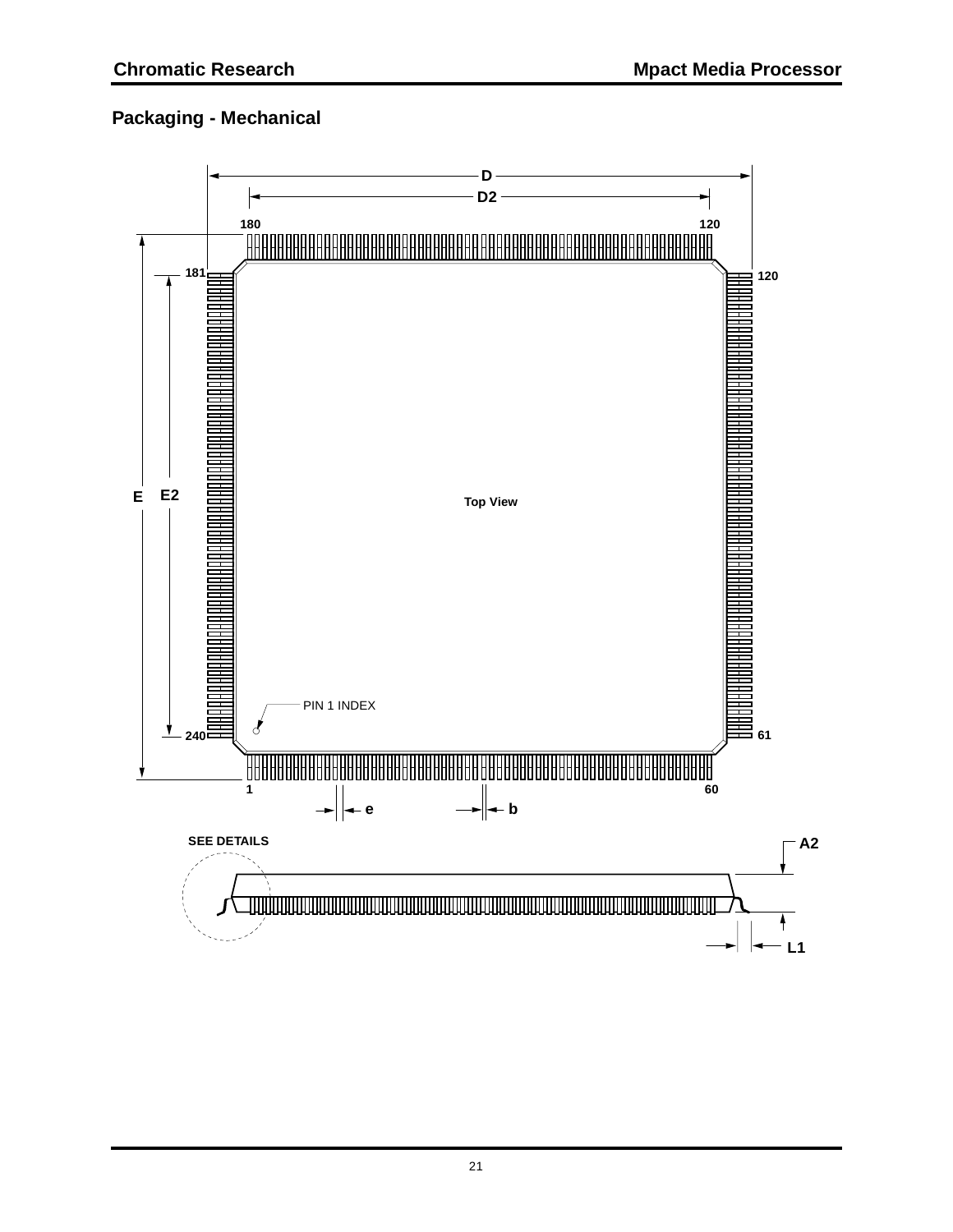## Packaging - Mechanical

D

D2

180 120

181 120

E E2

Top View

PIN 1 INDEX

240 61

1 60

e b

SEE DETAILS

A2

L1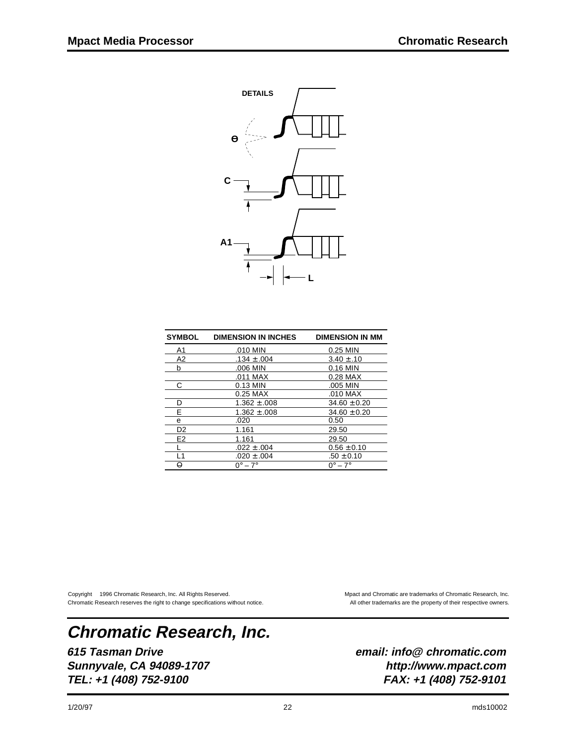DETAILS

Θ

C

A1

L

| SYMBOL | DIMENSION IN INCHES | DIMENSION IN MM |
|---|---|---|
| A1 | .010 MIN | 0.25 MIN |
| A2 | .134 ± .004 | 3.40 ± .10 |
| b | .006 MIN | 0.16 MIN |
| | .011 MAX | 0.28 MAX |
| C | 0.13 MIN | .005 MIN |
| | 0.25 MAX | .010 MAX |
| D | 1.362 ± .008 | 34.60 ± 0.20 |
| E | 1.362 ± .008 | 34.60 ± 0.20 |
| e | .020 | 0.50 |
| D2 | 1.161 | 29.50 |
| E2 | 1.161 | 29.50 |
| L | .022 ± .004 | 0.56 ± 0.10 |
| L1 | .020 ± .004 | .50 ± 0.10 |
| Θ | 0° – 7° | 0° – 7° |

Copyright 1996 Chromatic Research, Inc. All Rights Reserved.
Chromatic Research reserves the right to change specifications without notice.

Mpact and Chromatic are trademarks of Chromatic Research, Inc.
All other trademarks are the property of their respective owners.

## *Chromatic Research, Inc.*

***615 Tasman Drive***
***Sunnyvale, CA 94089-1707***
***TEL: +1 (408) 752-9100***

***email: info@ chromatic.com***
***http://www.mpact.com***
***FAX: +1 (408) 752-9101***

1/20/97

mds10002